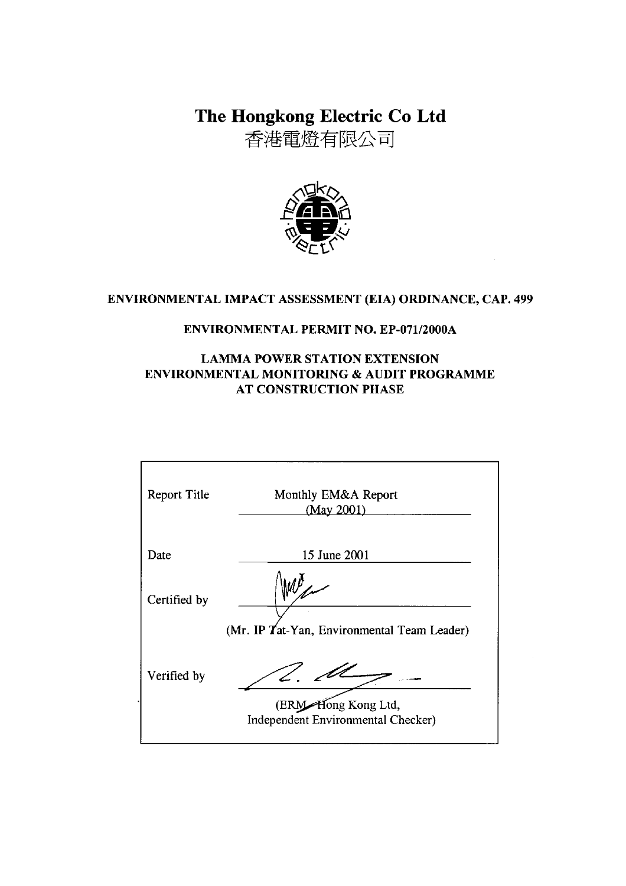# The Hongkong Electric Co Ltd

香港電燈有限公司

**ENVIRONMENTAL IMPACT ASSESSMENT (EIA) ORDINANCE, CAP. 499**

**ENVIRONMENTAL PERMIT NO. EP-071/2000A**

**LAMMA POWER STATION EXTENSION**
**ENVIRONMENTAL MONITORING & AUDIT PROGRAMME**
**AT CONSTRUCTION PHASE**

| | |
|---|---|
| Report Title | Monthly EM&A Report (May 2001) |
| Date | 15 June 2001 |
| Certified by | (Mr. IP Tat-Yan, Environmental Team Leader) |
| Verified by | (ERM-Hong Kong Ltd, Independent Environmental Checker) |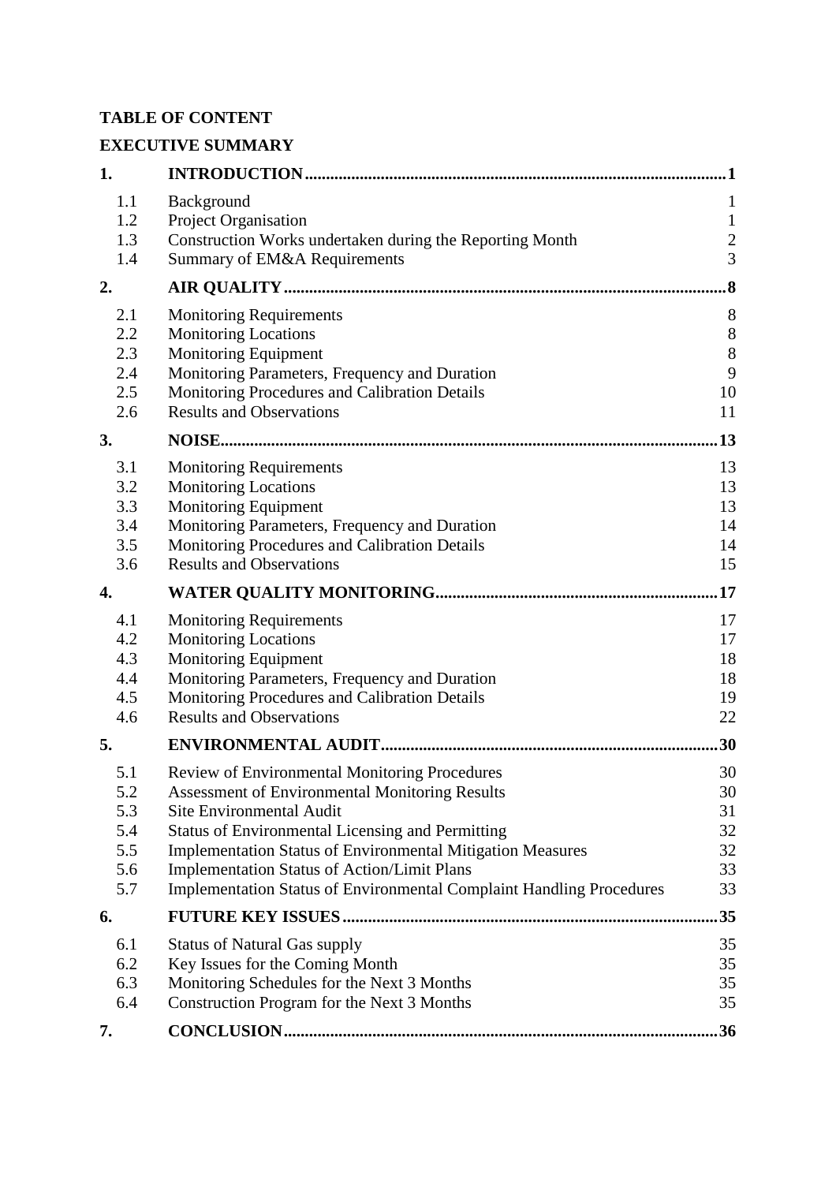**TABLE OF CONTENT**

**EXECUTIVE SUMMARY**

| | | |
|---|---|---|
| **1.** | **INTRODUCTION** | **1** |
| 1.1 | Background | 1 |
| 1.2 | Project Organisation | 1 |
| 1.3 | Construction Works undertaken during the Reporting Month | 2 |
| 1.4 | Summary of EM&A Requirements | 3 |
| **2.** | **AIR QUALITY** | **8** |
| 2.1 | Monitoring Requirements | 8 |
| 2.2 | Monitoring Locations | 8 |
| 2.3 | Monitoring Equipment | 8 |
| 2.4 | Monitoring Parameters, Frequency and Duration | 9 |
| 2.5 | Monitoring Procedures and Calibration Details | 10 |
| 2.6 | Results and Observations | 11 |
| **3.** | **NOISE** | **13** |
| 3.1 | Monitoring Requirements | 13 |
| 3.2 | Monitoring Locations | 13 |
| 3.3 | Monitoring Equipment | 13 |
| 3.4 | Monitoring Parameters, Frequency and Duration | 14 |
| 3.5 | Monitoring Procedures and Calibration Details | 14 |
| 3.6 | Results and Observations | 15 |
| **4.** | **WATER QUALITY MONITORING** | **17** |
| 4.1 | Monitoring Requirements | 17 |
| 4.2 | Monitoring Locations | 17 |
| 4.3 | Monitoring Equipment | 18 |
| 4.4 | Monitoring Parameters, Frequency and Duration | 18 |
| 4.5 | Monitoring Procedures and Calibration Details | 19 |
| 4.6 | Results and Observations | 22 |
| **5.** | **ENVIRONMENTAL AUDIT** | **30** |
| 5.1 | Review of Environmental Monitoring Procedures | 30 |
| 5.2 | Assessment of Environmental Monitoring Results | 30 |
| 5.3 | Site Environmental Audit | 31 |
| 5.4 | Status of Environmental Licensing and Permitting | 32 |
| 5.5 | Implementation Status of Environmental Mitigation Measures | 32 |
| 5.6 | Implementation Status of Action/Limit Plans | 33 |
| 5.7 | Implementation Status of Environmental Complaint Handling Procedures | 33 |
| **6.** | **FUTURE KEY ISSUES** | **35** |
| 6.1 | Status of Natural Gas supply | 35 |
| 6.2 | Key Issues for the Coming Month | 35 |
| 6.3 | Monitoring Schedules for the Next 3 Months | 35 |
| 6.4 | Construction Program for the Next 3 Months | 35 |
| **7.** | **CONCLUSION** | **36** |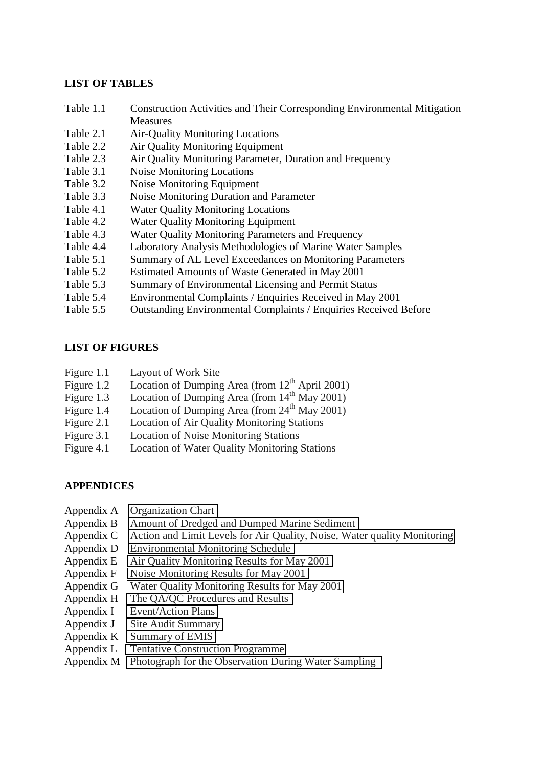## LIST OF TABLES

| | |
|---|---|
| Table 1.1 | Construction Activities and Their Corresponding Environmental Mitigation Measures |
| Table 2.1 | Air-Quality Monitoring Locations |
| Table 2.2 | Air Quality Monitoring Equipment |
| Table 2.3 | Air Quality Monitoring Parameter, Duration and Frequency |
| Table 3.1 | Noise Monitoring Locations |
| Table 3.2 | Noise Monitoring Equipment |
| Table 3.3 | Noise Monitoring Duration and Parameter |
| Table 4.1 | Water Quality Monitoring Locations |
| Table 4.2 | Water Quality Monitoring Equipment |
| Table 4.3 | Water Quality Monitoring Parameters and Frequency |
| Table 4.4 | Laboratory Analysis Methodologies of Marine Water Samples |
| Table 5.1 | Summary of AL Level Exceedances on Monitoring Parameters |
| Table 5.2 | Estimated Amounts of Waste Generated in May 2001 |
| Table 5.3 | Summary of Environmental Licensing and Permit Status |
| Table 5.4 | Environmental Complaints / Enquiries Received in May 2001 |
| Table 5.5 | Outstanding Environmental Complaints / Enquiries Received Before |

## LIST OF FIGURES

| | |
|---|---|
| Figure 1.1 | Layout of Work Site |
| Figure 1.2 | Location of Dumping Area (from 12th April 2001) |
| Figure 1.3 | Location of Dumping Area (from 14th May 2001) |
| Figure 1.4 | Location of Dumping Area (from 24th May 2001) |
| Figure 2.1 | Location of Air Quality Monitoring Stations |
| Figure 3.1 | Location of Noise Monitoring Stations |
| Figure 4.1 | Location of Water Quality Monitoring Stations |

## APPENDICES

| | |
|---|---|
| Appendix A | Organization Chart |
| Appendix B | Amount of Dredged and Dumped Marine Sediment |
| Appendix C | Action and Limit Levels for Air Quality, Noise, Water quality Monitoring |
| Appendix D | Environmental Monitoring Schedule |
| Appendix E | Air Quality Monitoring Results for May 2001 |
| Appendix F | Noise Monitoring Results for May 2001 |
| Appendix G | Water Quality Monitoring Results for May 2001 |
| Appendix H | The QA/QC Procedures and Results |
| Appendix I | Event/Action Plans |
| Appendix J | Site Audit Summary |
| Appendix K | Summary of EMIS |
| Appendix L | Tentative Construction Programme |
| Appendix M | Photograph for the Observation During Water Sampling |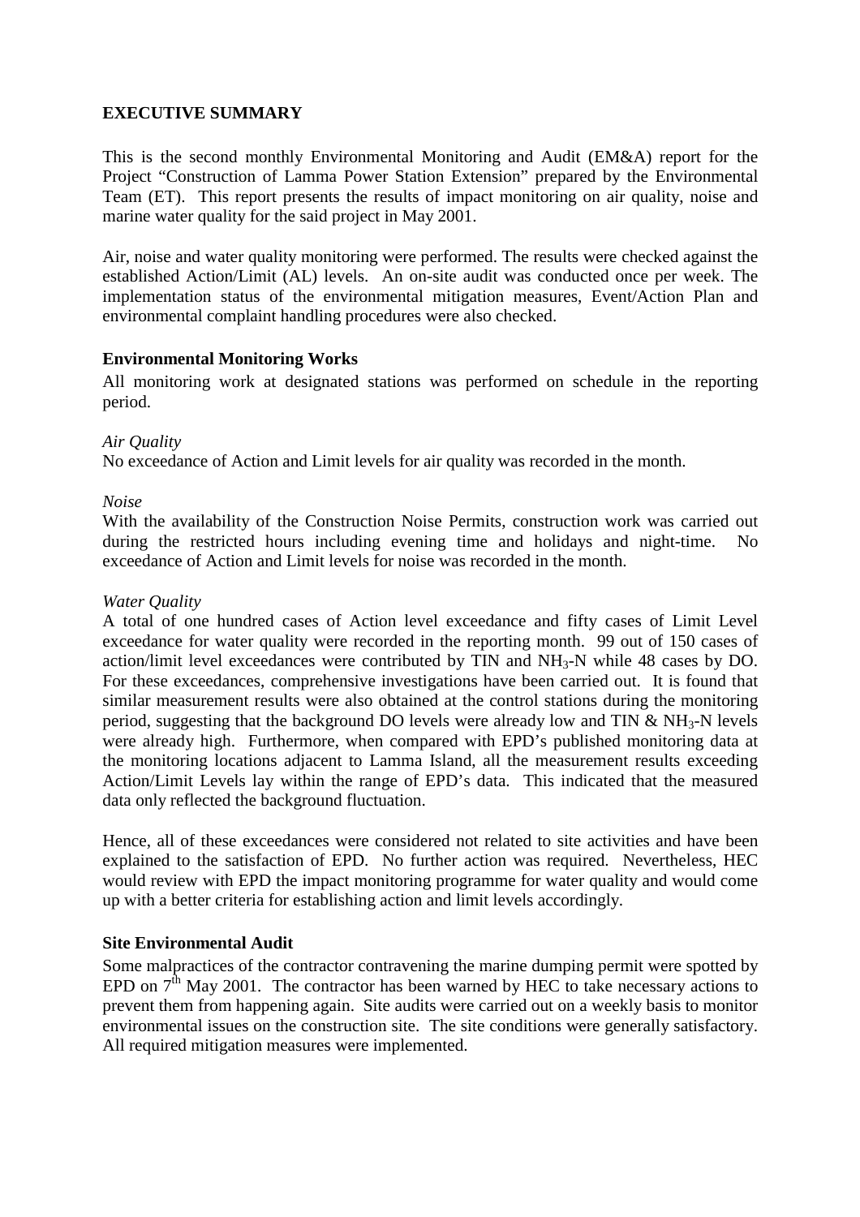## EXECUTIVE SUMMARY

This is the second monthly Environmental Monitoring and Audit (EM&A) report for the Project "Construction of Lamma Power Station Extension" prepared by the Environmental Team (ET). This report presents the results of impact monitoring on air quality, noise and marine water quality for the said project in May 2001.

Air, noise and water quality monitoring were performed. The results were checked against the established Action/Limit (AL) levels. An on-site audit was conducted once per week. The implementation status of the environmental mitigation measures, Event/Action Plan and environmental complaint handling procedures were also checked.

### Environmental Monitoring Works

All monitoring work at designated stations was performed on schedule in the reporting period.

*Air Quality*

No exceedance of Action and Limit levels for air quality was recorded in the month.

*Noise*

With the availability of the Construction Noise Permits, construction work was carried out during the restricted hours including evening time and holidays and night-time. No exceedance of Action and Limit levels for noise was recorded in the month.

*Water Quality*

A total of one hundred cases of Action level exceedance and fifty cases of Limit Level exceedance for water quality were recorded in the reporting month. 99 out of 150 cases of action/limit level exceedances were contributed by TIN and $NH_3$-N while 48 cases by DO. For these exceedances, comprehensive investigations have been carried out. It is found that similar measurement results were also obtained at the control stations during the monitoring period, suggesting that the background DO levels were already low and TIN & $NH_3$-N levels were already high. Furthermore, when compared with EPD's published monitoring data at the monitoring locations adjacent to Lamma Island, all the measurement results exceeding Action/Limit Levels lay within the range of EPD's data. This indicated that the measured data only reflected the background fluctuation.

Hence, all of these exceedances were considered not related to site activities and have been explained to the satisfaction of EPD. No further action was required. Nevertheless, HEC would review with EPD the impact monitoring programme for water quality and would come up with a better criteria for establishing action and limit levels accordingly.

### Site Environmental Audit

Some malpractices of the contractor contravening the marine dumping permit were spotted by EPD on 7th May 2001. The contractor has been warned by HEC to take necessary actions to prevent them from happening again. Site audits were carried out on a weekly basis to monitor environmental issues on the construction site. The site conditions were generally satisfactory. All required mitigation measures were implemented.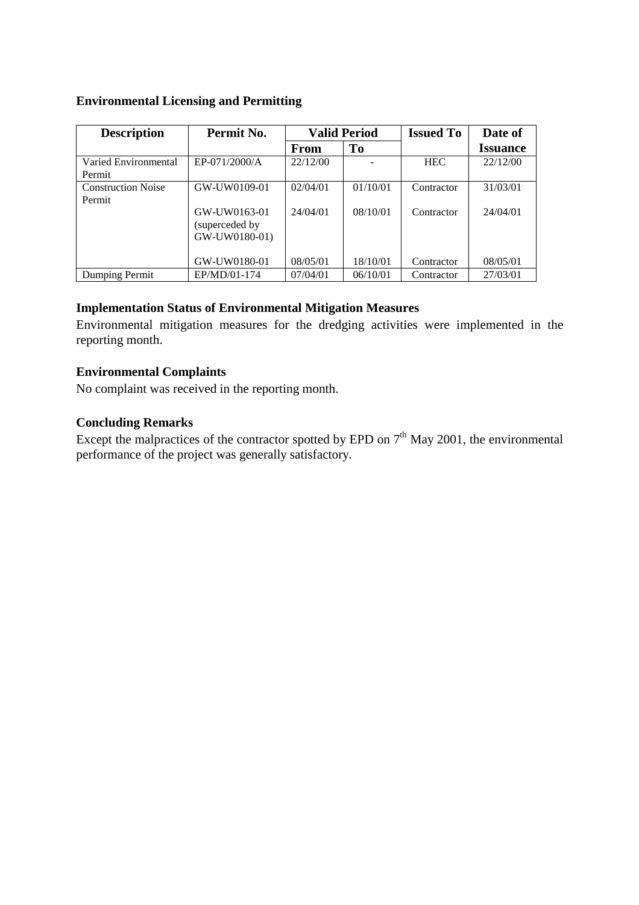**Environmental Licensing and Permitting**

| Description | Permit No. | Valid Period | | Issued To | Date of |
|---|---|---|---|---|---|
| | | From | To | | Issuance |
| Varied Environmental Permit | EP-071/2000/A | 22/12/00 | - | HEC | 22/12/00 |
| Construction Noise Permit | GW-UW0109-01 | 02/04/01 | 01/10/01 | Contractor | 31/03/01 |
| | GW-UW0163-01 (superceded by GW-UW0180-01) | 24/04/01 | 08/10/01 | Contractor | 24/04/01 |
| | GW-UW0180-01 | 08/05/01 | 18/10/01 | Contractor | 08/05/01 |
| Dumping Permit | EP/MD/01-174 | 07/04/01 | 06/10/01 | Contractor | 27/03/01 |

**Implementation Status of Environmental Mitigation Measures**

Environmental mitigation measures for the dredging activities were implemented in the reporting month.

**Environmental Complaints**

No complaint was received in the reporting month.

**Concluding Remarks**

Except the malpractices of the contractor spotted by EPD on 7th May 2001, the environmental performance of the project was generally satisfactory.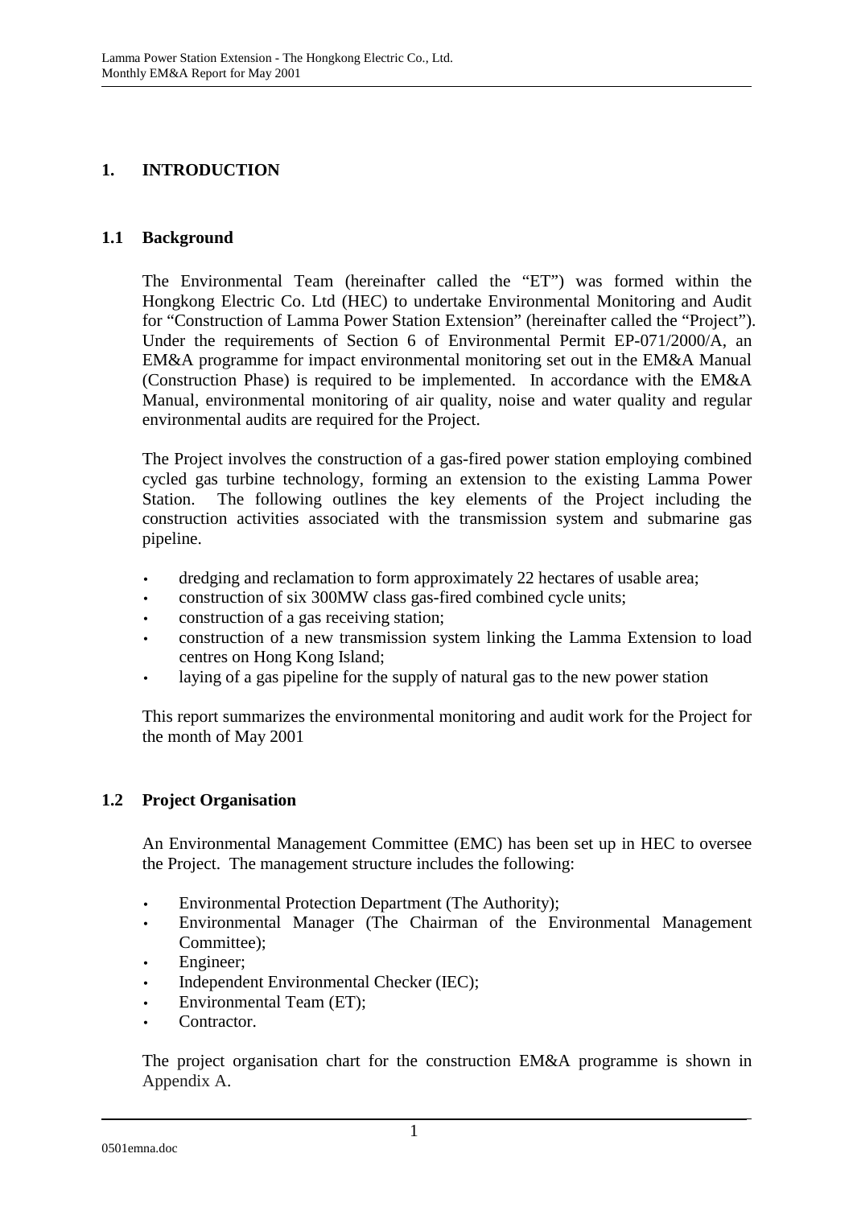# 1. INTRODUCTION

## 1.1 Background

The Environmental Team (hereinafter called the "ET") was formed within the Hongkong Electric Co. Ltd (HEC) to undertake Environmental Monitoring and Audit for "Construction of Lamma Power Station Extension" (hereinafter called the "Project"). Under the requirements of Section 6 of Environmental Permit EP-071/2000/A, an EM&A programme for impact environmental monitoring set out in the EM&A Manual (Construction Phase) is required to be implemented. In accordance with the EM&A Manual, environmental monitoring of air quality, noise and water quality and regular environmental audits are required for the Project.

The Project involves the construction of a gas-fired power station employing combined cycled gas turbine technology, forming an extension to the existing Lamma Power Station. The following outlines the key elements of the Project including the construction activities associated with the transmission system and submarine gas pipeline.

- dredging and reclamation to form approximately 22 hectares of usable area;
- construction of six 300MW class gas-fired combined cycle units;
- construction of a gas receiving station;
- construction of a new transmission system linking the Lamma Extension to load centres on Hong Kong Island;
- laying of a gas pipeline for the supply of natural gas to the new power station

This report summarizes the environmental monitoring and audit work for the Project for the month of May 2001

## 1.2 Project Organisation

An Environmental Management Committee (EMC) has been set up in HEC to oversee the Project. The management structure includes the following:

- Environmental Protection Department (The Authority);
- Environmental Manager (The Chairman of the Environmental Management Committee);
- Engineer;
- Independent Environmental Checker (IEC);
- Environmental Team (ET);
- Contractor.

The project organisation chart for the construction EM&A programme is shown in Appendix A.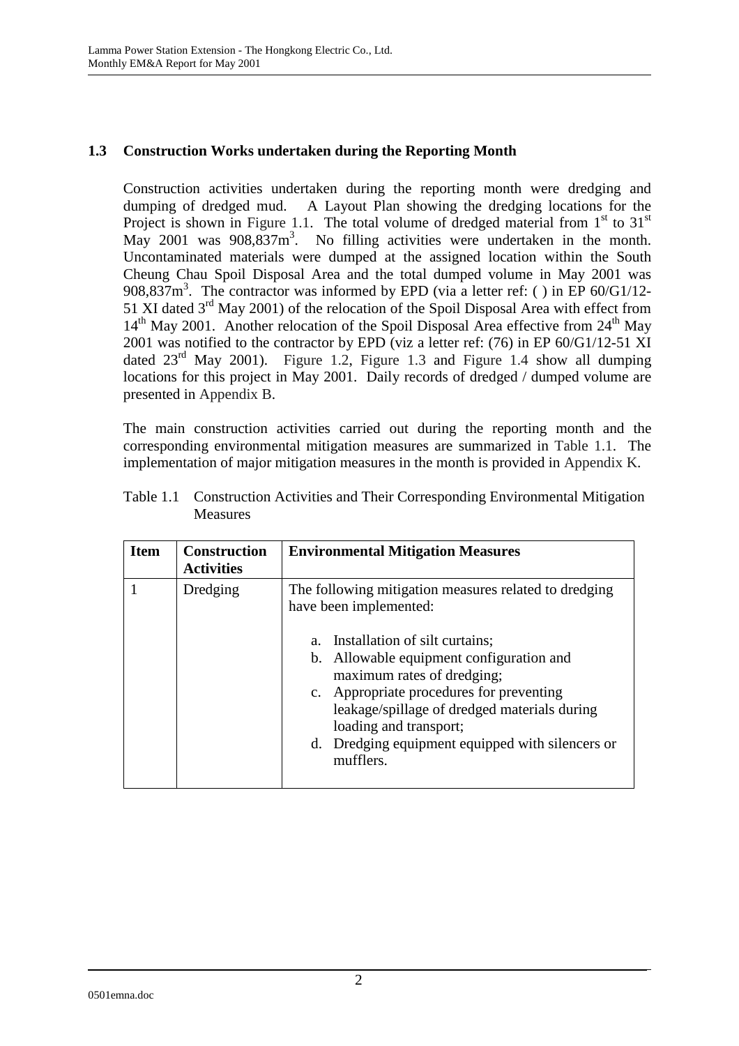## 1.3 Construction Works undertaken during the Reporting Month

Construction activities undertaken during the reporting month were dredging and dumping of dredged mud. A Layout Plan showing the dredging locations for the Project is shown in Figure 1.1. The total volume of dredged material from 1st to 31st May 2001 was 908,837m$^3$. No filling activities were undertaken in the month. Uncontaminated materials were dumped at the assigned location within the South Cheung Chau Spoil Disposal Area and the total dumped volume in May 2001 was 908,837m$^3$. The contractor was informed by EPD (via a letter ref: ( ) in EP 60/G1/12-51 XI dated 3rd May 2001) of the relocation of the Spoil Disposal Area with effect from 14th May 2001. Another relocation of the Spoil Disposal Area effective from 24th May 2001 was notified to the contractor by EPD (viz a letter ref: (76) in EP 60/G1/12-51 XI dated 23rd May 2001). Figure 1.2, Figure 1.3 and Figure 1.4 show all dumping locations for this project in May 2001. Daily records of dredged / dumped volume are presented in Appendix B.

The main construction activities carried out during the reporting month and the corresponding environmental mitigation measures are summarized in Table 1.1. The implementation of major mitigation measures in the month is provided in Appendix K.

Table 1.1 Construction Activities and Their Corresponding Environmental Mitigation Measures

| Item | Construction Activities | Environmental Mitigation Measures |
|---|---|---|
| 1 | Dredging | The following mitigation measures related to dredging have been implemented:<br><br>a. Installation of silt curtains;<br>b. Allowable equipment configuration and maximum rates of dredging;<br>c. Appropriate procedures for preventing leakage/spillage of dredged materials during loading and transport;<br>d. Dredging equipment equipped with silencers or mufflers. |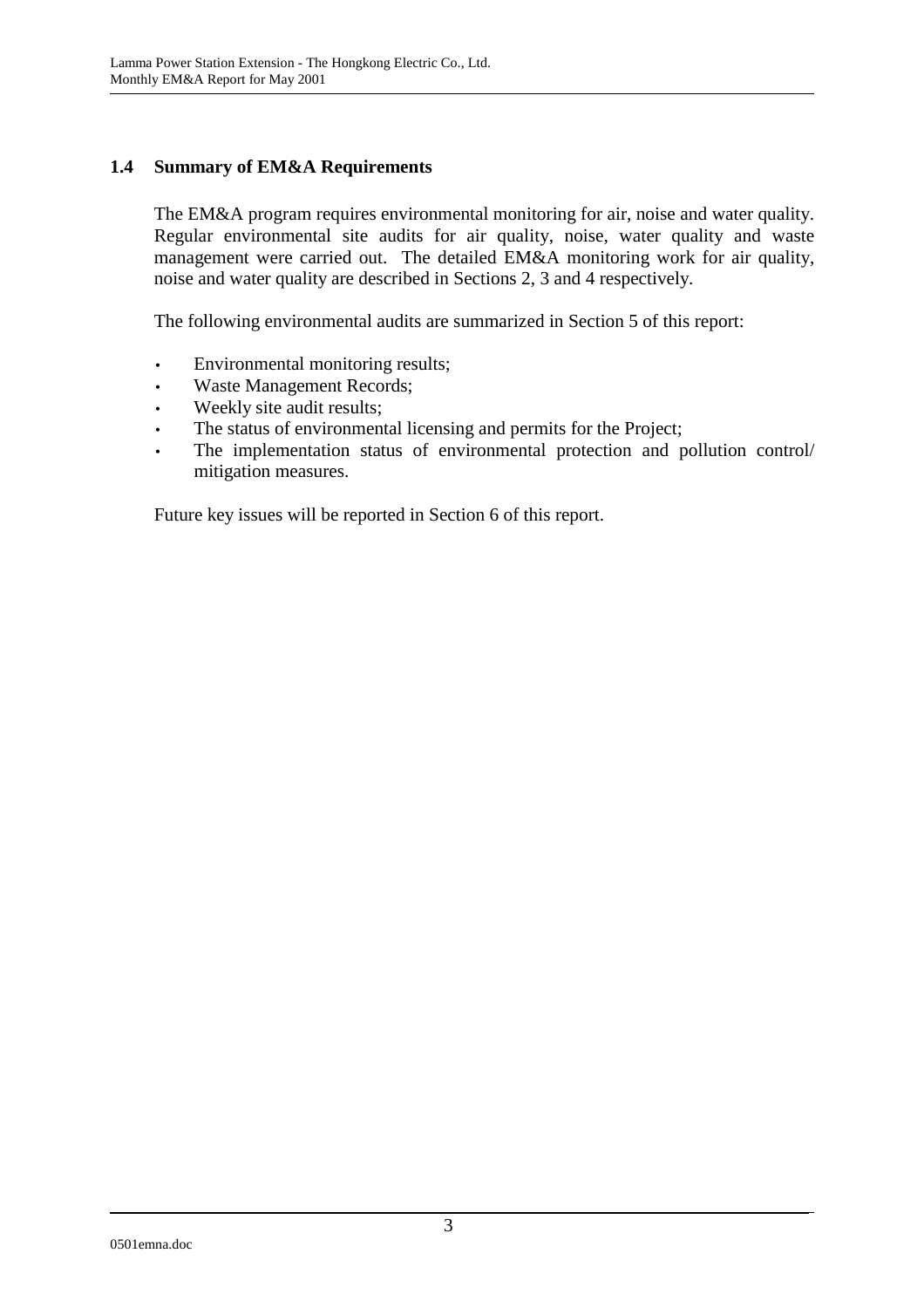## 1.4 Summary of EM&A Requirements

The EM&A program requires environmental monitoring for air, noise and water quality. Regular environmental site audits for air quality, noise, water quality and waste management were carried out. The detailed EM&A monitoring work for air quality, noise and water quality are described in Sections 2, 3 and 4 respectively.

The following environmental audits are summarized in Section 5 of this report:

- Environmental monitoring results;
- Waste Management Records;
- Weekly site audit results;
- The status of environmental licensing and permits for the Project;
- The implementation status of environmental protection and pollution control/ mitigation measures.

Future key issues will be reported in Section 6 of this report.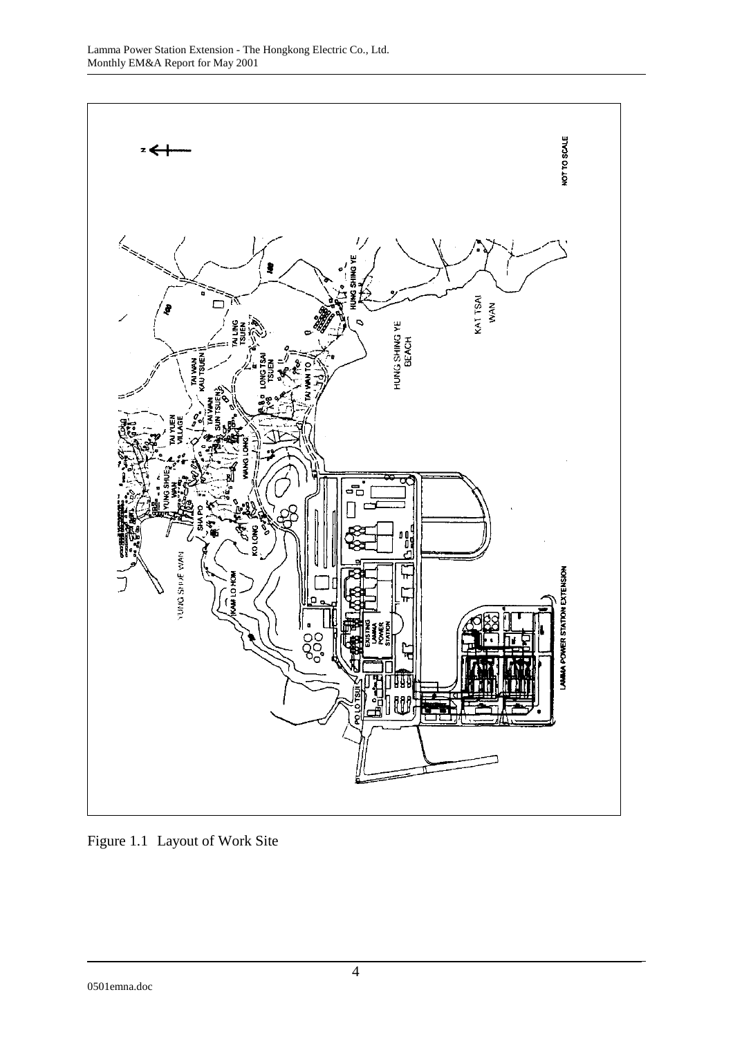Figure 1.1 Layout of Work Site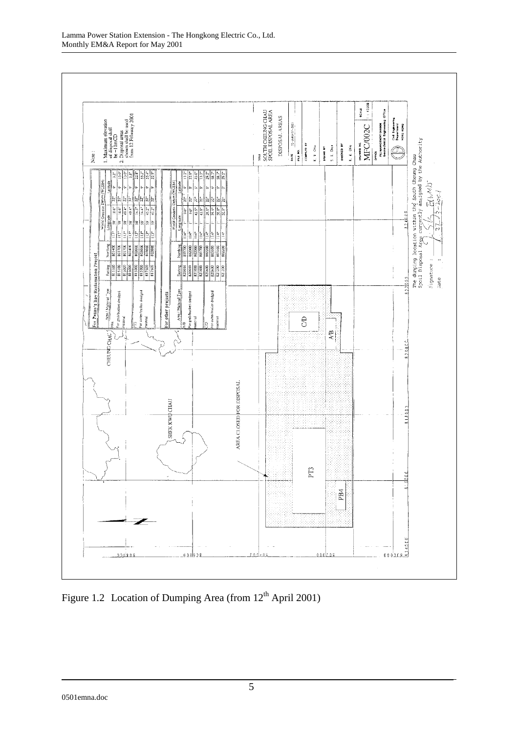Note:
1. Maximum elevation of disposal shall be -1 mCD
2. Disposal areas shown shall be used from 12 February 2001

For Penny's Bay Reclamation Project

| Area / Material Type | Easting | Northing | World Geodetic Datum (WGS84) Longitude | | | Latitude | | |
|---|---|---|---|---|---|---|---|---|
| PB4 For grab/bucket dredged material | 815100 | 801400 | 113° | 58' | 18.0" | 22° | 9' | 3.2" |
| | 815100 | 801700 | 113° | 58' | 18.0" | 22° | 9' | 13.0" |
| | 816600 | 801700 | 113° | 58' | 49.4" | 22° | 9' | 13.0" |
| | 816600 | 801400 | 113° | 58' | 49.4" | 22° | 9' | 3.2" |
| PT3 For cutter/trailer dredged material | 815900 | 802600 | 113° | 58' | 34.5" | 22° | 9' | 42.8" |
| | 815900 | 803600 | 113° | 58' | 34.5" | 22° | 9' | 55.2" |
| | 817500 | 803600 | 113° | 59' | 45.2" | 22° | 9' | 55.4" |
| | 817500 | 802600 | 113° | 59' | 45.2" | 22° | 9' | 22.9" |

For other projects

| Area / Material Type | Easting | Northing | World Geodetic Datum (WGS84) Longitude | | | Latitude | | |
|---|---|---|---|---|---|---|---|---|
| A/B For grab/bucket dredged material | 820000 | 801700 | 114° | 1' | 9.0" | 22° | 9' | 12.7" |
| | 820000 | 802000 | 114° | 1' | 9.0" | 22° | 9' | 22.5" |
| | 821000 | 802000 | 114° | 1' | 43.9" | 22° | 9' | 23.0" |
| | 821000 | 801700 | 114° | 1' | 43.9" | 22° | 9' | 13.2" |
| C/D For cutter/trailer dredged material | 820600 | 802200 | 114° | 1' | 29.9" | 22° | 9' | 29.5" |
| | 820600 | 803100 | 114° | 1' | 29.9" | 22° | 9' | 58.7" |
| | 822200 | 803100 | 114° | 1' | 58.8" | 22° | 9' | 58.7" |
| | 822200 | 802200 | 114° | 1' | 58.8" | 22° | 9' | 29.5" |

CHEUNG CHAU

SHEK KWU CHAU

AREA CLOSED FOR DISPOSAL

C/D

A/B

PT3

PB4

TITLE: SOUTH CHEUNG CHAU SPOIL DISPOSAL AREA

DISPOSAL AREAS

DATE: 12-JANUARY-2001

COMPILED BY: K. W. Chu

DRAWN BY: S. I. Dass

CHECKED BY: K. K. Chu

DRAWING NO.: MFC/002C

SCALE: 1:40000

OFFICE: FILL MANAGEMENT DIVISION Geotechnical Engineering Office

Civil Engineering Department HONG KONG

The dumping location within the South Cheung Chau Spoil Disposal Area currently assigned by the Authority

Signature:

Date: 27-3-2001

Figure 1.2 Location of Dumping Area (from 12th April 2001)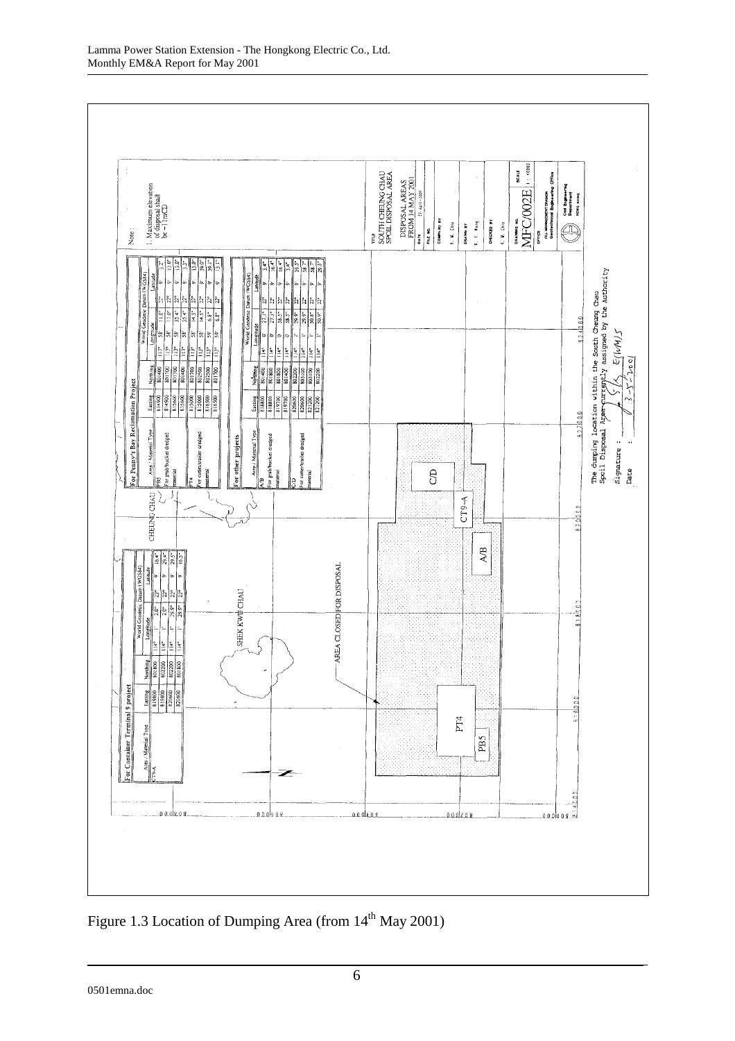Note :

1. Maximum elevation of disposal shall be -11mCD

**For Container Terminal 9 project**

| Area / Material Type | Easting | Northing | World Geodetic Datum (WGS84) Longitude | | | Latitude | | |
|---|---|---|---|---|---|---|---|---|
| CT9-A | 819600 | 801800 | 114° | 1' | 2.0" | 22° | 9' | 16.4" |
| | 819600 | 802200 | 114° | 1' | 2.0" | 22° | 9' | 29.4" |
| | 820600 | 802200 | 114° | 1' | 29.9" | 22° | 9' | 29.5" |
| | 820600 | 801800 | 114° | 1' | 29.9" | 22° | 9' | 16.5" |

**For Penny's Bay Reclamation Project**

| Area / Material Type | Easting | Northing | World Geodetic Datum (WGS84) Longitude | | | Latitude | | |
|---|---|---|---|---|---|---|---|---|
| PB5 For grab/bucket dredged material | 814900 | 801400 | 113° | 58' | 11.0" | 22° | 9' | 3.2" |
| | 814900 | 801700 | 113° | 58' | 11.0" | 22° | 9' | 13.0" |
| | 815600 | 801700 | 113° | 58' | 35.4" | 22° | 9' | 13.0" |
| | 815600 | 801400 | 113° | 58' | 35.4" | 22° | 9' | 3.2" |
| PT4 For cutter/trailer dredged material | 815000 | 801700 | 113° | 58' | 14.5" | 22° | 9' | 13.0" |
| | 815000 | 802500 | 113° | 58' | 14.5" | 22° | 9' | 39.0" |
| | 816500 | 802500 | 113° | 59' | 6.8" | 22° | 9' | 39.1" |
| | 816500 | 801700 | 113° | 59' | 6.8" | 22° | 9' | 13.1" |

**For other projects**

| Area / Material Type | Easting | Northing | World Geodetic Datum (WGS84) Longitude | | | Latitude | | |
|---|---|---|---|---|---|---|---|---|
| A/B For grab/bucket dredged material | 818800 | 801400 | 114° | 0' | 27.1" | 22° | 9' | 3.4" |
| | 818800 | 801800 | 114° | 0' | 27.1" | 22° | 9' | 16.4" |
| | 819700 | 801800 | 114° | 0' | 58.5" | 22° | 9' | 16.4" |
| | 819700 | 801400 | 114° | 0' | 58.5" | 22° | 9' | 3.4" |
| C/D For cutter/trailer dredged material | 820600 | 802200 | 114° | 1' | 29.9" | 22° | 9' | 29.5" |
| | 820600 | 803100 | 114° | 1' | 29.9" | 22° | 9' | 58.7" |
| | 821700 | 803100 | 114° | 1' | 50.8" | 22° | 9' | 58.7" |
| | 821700 | 802200 | 114° | 1' | 50.8" | 22° | 9' | 29.5" |

CHEUNG CHAU

SHEK KWU CHAU

AREA CLOSED FOR DISPOSAL

C/D

CT9-A

A/B

PT4

PB5

The dumping location within the South Cheung Chau Spoil Disposal Area currently assigned by the Authority

Signature :

Date : 3-5-2001

TITLE: SOUTH CHEUNG CHAU SPOIL DISPOSAL AREA

DISPOSAL AREAS FROM 14 MAY 2001

DATE: 17 April 2001

COMPILED BY: K. W. Chau

DRAWN BY: K. T. Kong

CHECKED BY: K. W. Chau

DRAWING NO. MFC/002E

SCALE 1:40000

OFFICE: FILL MANAGEMENT DIVISION, Geotechnical Engineering Office

Civil Engineering Department, HONG KONG

Figure 1.3 Location of Dumping Area (from 14th May 2001)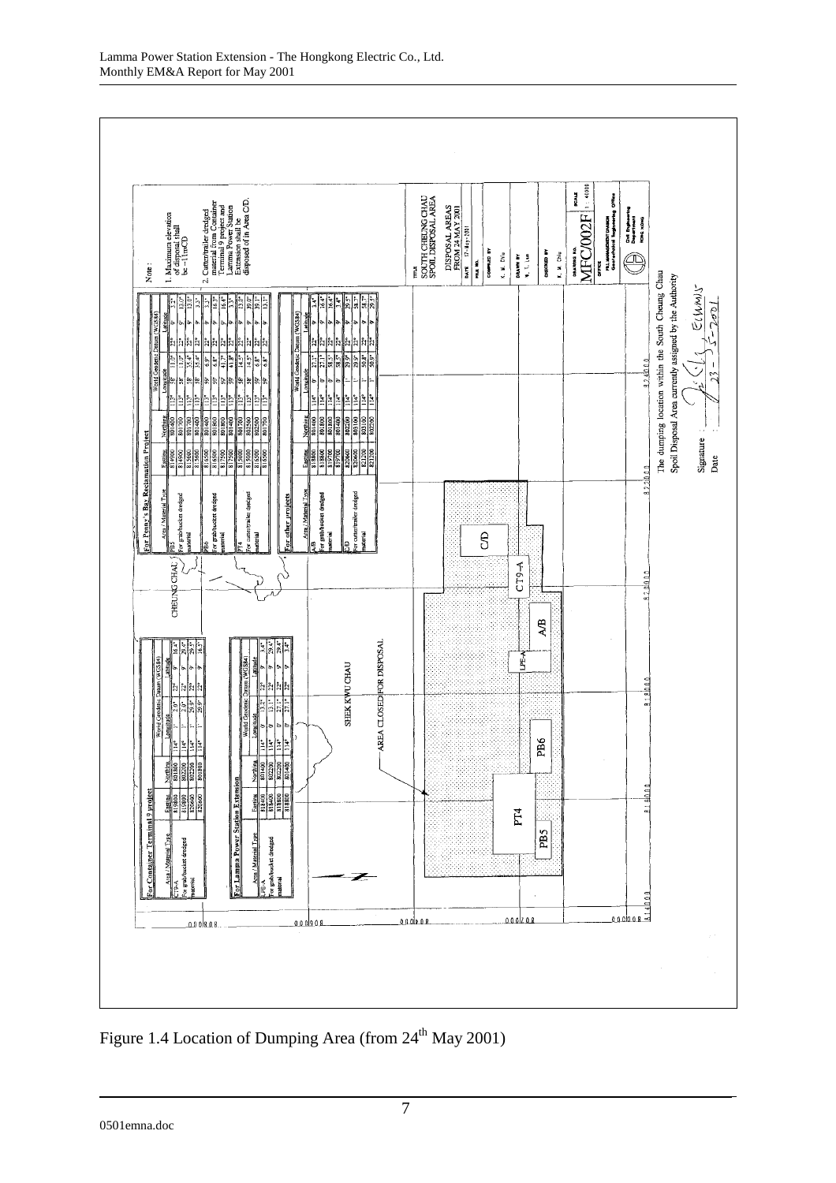## For Container Terminal 9 project

| Area / Material Type | Easting | Northing | World Geodetic Datum (WGS84) Longitude | | | Latitude | | |
|---|---|---|---|---|---|---|---|---|
| CT9-A | 815600 | 801800 | 114° | 1' | 2.0" | 22° | 9' | 16.4" |
| For grab/bucket dredged | 815600 | 802200 | 114° | 1' | 2.0" | 22° | 9' | 29.4" |
| material | 820600 | 802200 | 114° | 1' | 29.9" | 22° | 9' | 29.4" |
| | 820600 | 801800 | 114° | 1' | 29.9" | 22° | 9' | 16.5" |

## For Lamma Power Station Extension

| Area / Material Type | Easting | Northing | World Geodetic Datum (WGS84) Longitude | | | Latitude | | |
|---|---|---|---|---|---|---|---|---|
| LPE-A | 818400 | 801400 | 114° | 0' | 13.2" | 22° | 9' | 3.4" |
| For grab/bucket dredged | 818400 | 802200 | 114° | 0' | 13.1" | 22° | 9' | 29.4" |
| material | 818800 | 802200 | 114° | 0' | 27.1" | 22° | 9' | 29.4" |
| | 818800 | 801400 | 114° | 0' | 27.1" | 22° | 9' | 3.4" |

## For Penny's Bay Reclamation Project

| Area / Material Type | Easting | Northing | World Geodetic Datum (WGS84) Longitude | | | Latitude | | |
|---|---|---|---|---|---|---|---|---|
| PB5 | 814500 | 801400 | 113° | 58' | 11.0" | 22° | 9' | 3.2" |
| For grab/bucket dredged | 814500 | 801700 | 113° | 58' | 11.0" | 22° | 9' | 13.0" |
| material | 815600 | 801700 | 113° | 58' | 35.4" | 22° | 9' | 13.0" |
| | 815600 | 801400 | 113° | 58' | 35.4" | 22° | 9' | 3.3" |
| PB6 | 816500 | 801400 | 113° | 59' | 6.9" | 22° | 9' | 3.3" |
| For grab/bucket dredged | 816500 | 801800 | 113° | 59' | 6.8" | 22° | 9' | 16.3" |
| material | 817500 | 801800 | 113° | 59' | 41.7" | 22° | 9' | 16.4" |
| | 817500 | 801400 | 113° | 59' | 41.8" | 22° | 9' | 3.3" |
| PT4 | 815000 | 801700 | 113° | 58' | 14.5" | 22° | 9' | 13.0" |
| For cutter/trailer dredged | 815000 | 802500 | 113° | 58' | 14.5" | 22° | 9' | 39.0" |
| material | 816500 | 802500 | 113° | 59' | 6.8" | 22° | 9' | 39.1" |
| | 816500 | 801700 | 113° | 59' | 6.8" | 22° | 9' | 13.1" |

## For other projects

| Area / Material Type | Easting | Northing | World Geodetic Datum (WGS84) Longitude | | | Latitude | | |
|---|---|---|---|---|---|---|---|---|
| A/B | 818600 | 801400 | 114° | 0' | 27.1" | 22° | 9' | 3.4" |
| For grab/bucket dredged | 818600 | 801800 | 114° | 0' | 27.1" | 22° | 9' | 16.4" |
| material | 819700 | 801800 | 114° | 0' | 58.5" | 22° | 9' | 16.4" |
| | 819700 | 801400 | 114° | 0' | 58.5" | 22° | 9' | 3.4" |
| C/D | 820600 | 802200 | 114° | 1' | 29.9" | 22° | 9' | 29.5" |
| For cutter/trailer dredged | 820600 | 803100 | 114° | 1' | 29.9" | 22° | 9' | 58.7" |
| material | 821200 | 803100 | 114° | 1' | 50.8" | 22° | 9' | 58.7" |
| | 821200 | 802200 | 114° | 1' | 50.9" | 22° | 9' | 29.5" |

Note:

1. Maximum elevation of disposal shall be –11mCD
2. Cutter/trailer dredged material from Container Terminal 9 project and Lamma Power Station Extension shall be disposed of in Area C/D.

CHEUNG CHAU

SHEK KWU CHAU

AREA CLOSED FOR DISPOSAL

PB5, PT4, PB6, LPE-A, A/B, CT9-A, C/D

TITLE: SOUTH CHEUNG CHAU SPOIL DISPOSAL AREA

DISPOSAL AREAS FROM 24 MAY 2001

DATE: 17-May-2001

COMPILED BY: K. M. Chiu

DRAWN BY: W. T. Lau

CHECKED BY: K. M. Chiu

DRAWING NO.: MFC/002F

SCALE: 1 : 40000

OFFICE: Fill Management Division, Geotechnical Engineering Office

Civil Engineering Department, Hong Kong

The dumping location within the South Cheung Chau Spoil Disposal Area currently assigned by the Authority

Signature: 

Date: 23-5-2001

Figure 1.4 Location of Dumping Area (from 24th May 2001)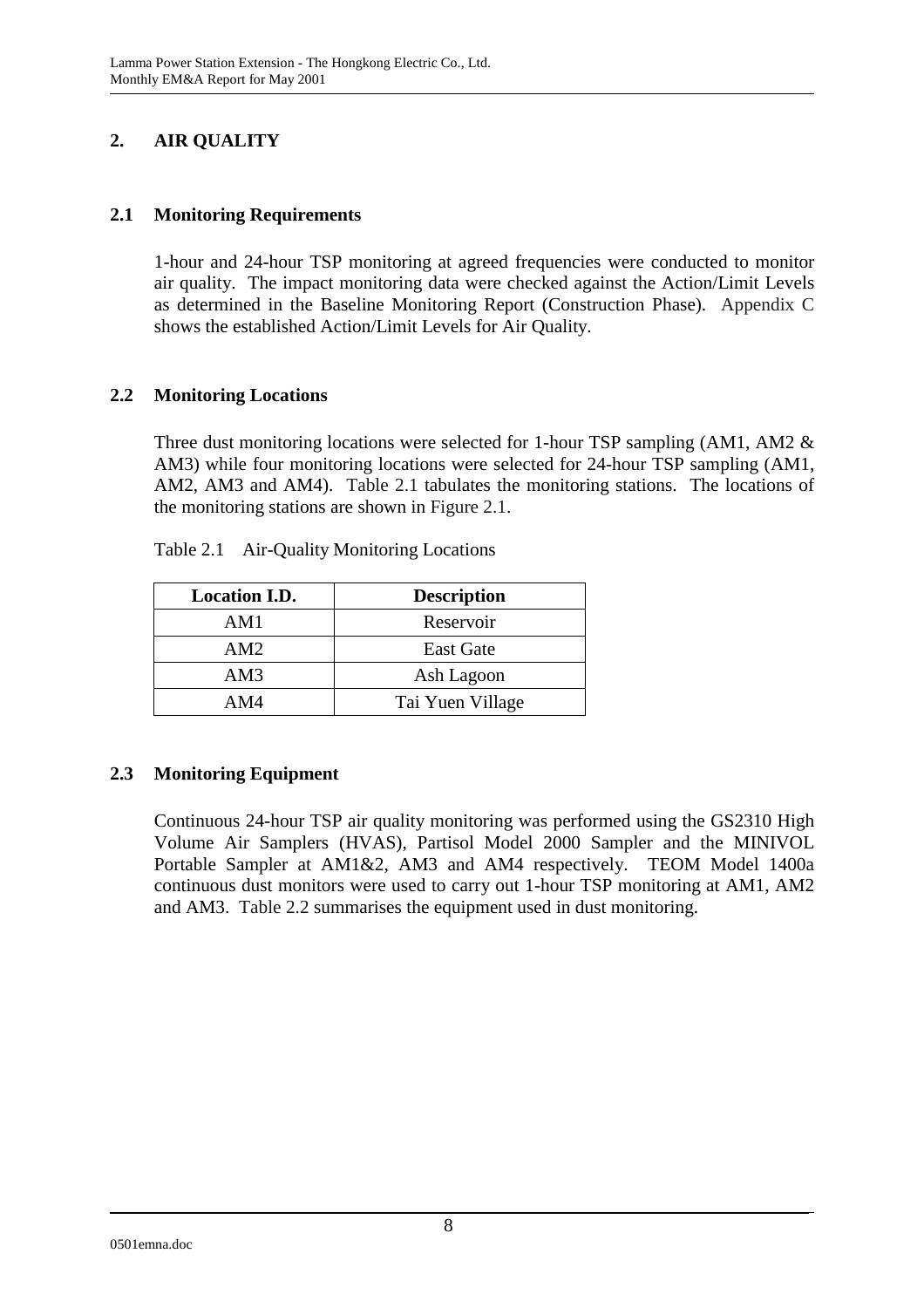## 2. AIR QUALITY

### 2.1 Monitoring Requirements

1-hour and 24-hour TSP monitoring at agreed frequencies were conducted to monitor air quality. The impact monitoring data were checked against the Action/Limit Levels as determined in the Baseline Monitoring Report (Construction Phase). Appendix C shows the established Action/Limit Levels for Air Quality.

### 2.2 Monitoring Locations

Three dust monitoring locations were selected for 1-hour TSP sampling (AM1, AM2 & AM3) while four monitoring locations were selected for 24-hour TSP sampling (AM1, AM2, AM3 and AM4). Table 2.1 tabulates the monitoring stations. The locations of the monitoring stations are shown in Figure 2.1.

Table 2.1 Air-Quality Monitoring Locations

| Location I.D. | Description |
|---|---|
| AM1 | Reservoir |
| AM2 | East Gate |
| AM3 | Ash Lagoon |
| AM4 | Tai Yuen Village |

### 2.3 Monitoring Equipment

Continuous 24-hour TSP air quality monitoring was performed using the GS2310 High Volume Air Samplers (HVAS), Partisol Model 2000 Sampler and the MINIVOL Portable Sampler at AM1&2, AM3 and AM4 respectively. TEOM Model 1400a continuous dust monitors were used to carry out 1-hour TSP monitoring at AM1, AM2 and AM3. Table 2.2 summarises the equipment used in dust monitoring.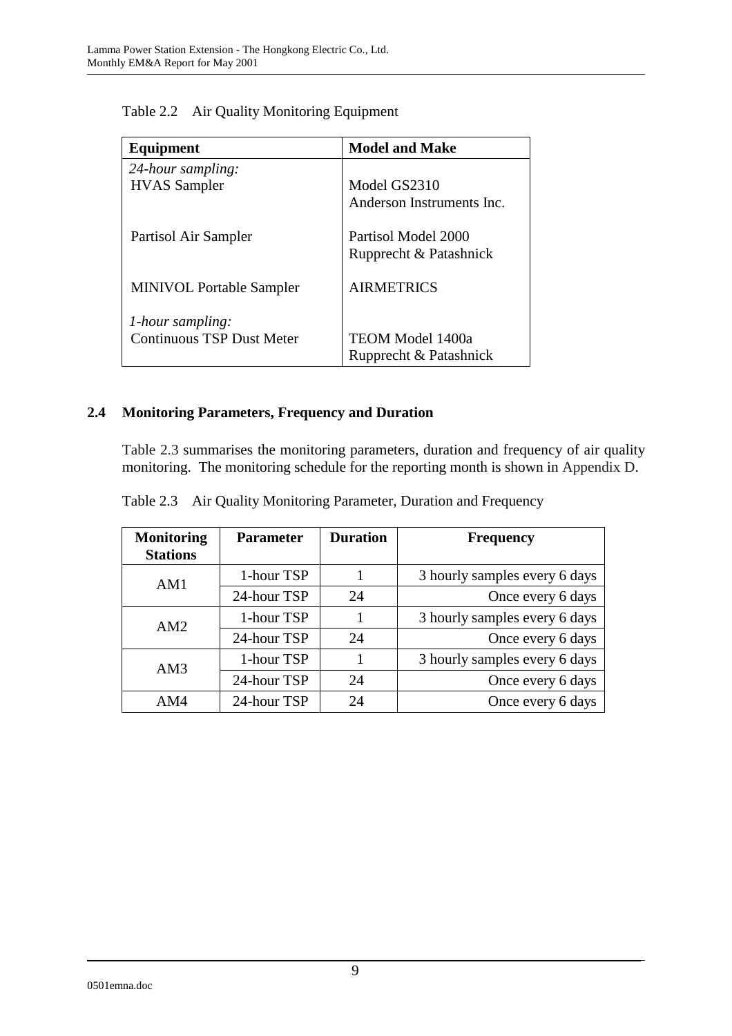Table 2.2 Air Quality Monitoring Equipment

| Equipment | Model and Make |
| --- | --- |
| *24-hour sampling:* | |
| HVAS Sampler | Model GS2310<br>Anderson Instruments Inc. |
| Partisol Air Sampler | Partisol Model 2000<br>Rupprecht & Patashnick |
| MINIVOL Portable Sampler | AIRMETRICS |
| *1-hour sampling:* | |
| Continuous TSP Dust Meter | TEOM Model 1400a<br>Rupprecht & Patashnick |

## 2.4 Monitoring Parameters, Frequency and Duration

Table 2.3 summarises the monitoring parameters, duration and frequency of air quality monitoring. The monitoring schedule for the reporting month is shown in Appendix D.

Table 2.3 Air Quality Monitoring Parameter, Duration and Frequency

| Monitoring Stations | Parameter | Duration | Frequency |
| --- | --- | --- | --- |
| AM1 | 1-hour TSP | 1 | 3 hourly samples every 6 days |
| | 24-hour TSP | 24 | Once every 6 days |
| AM2 | 1-hour TSP | 1 | 3 hourly samples every 6 days |
| | 24-hour TSP | 24 | Once every 6 days |
| AM3 | 1-hour TSP | 1 | 3 hourly samples every 6 days |
| | 24-hour TSP | 24 | Once every 6 days |
| AM4 | 24-hour TSP | 24 | Once every 6 days |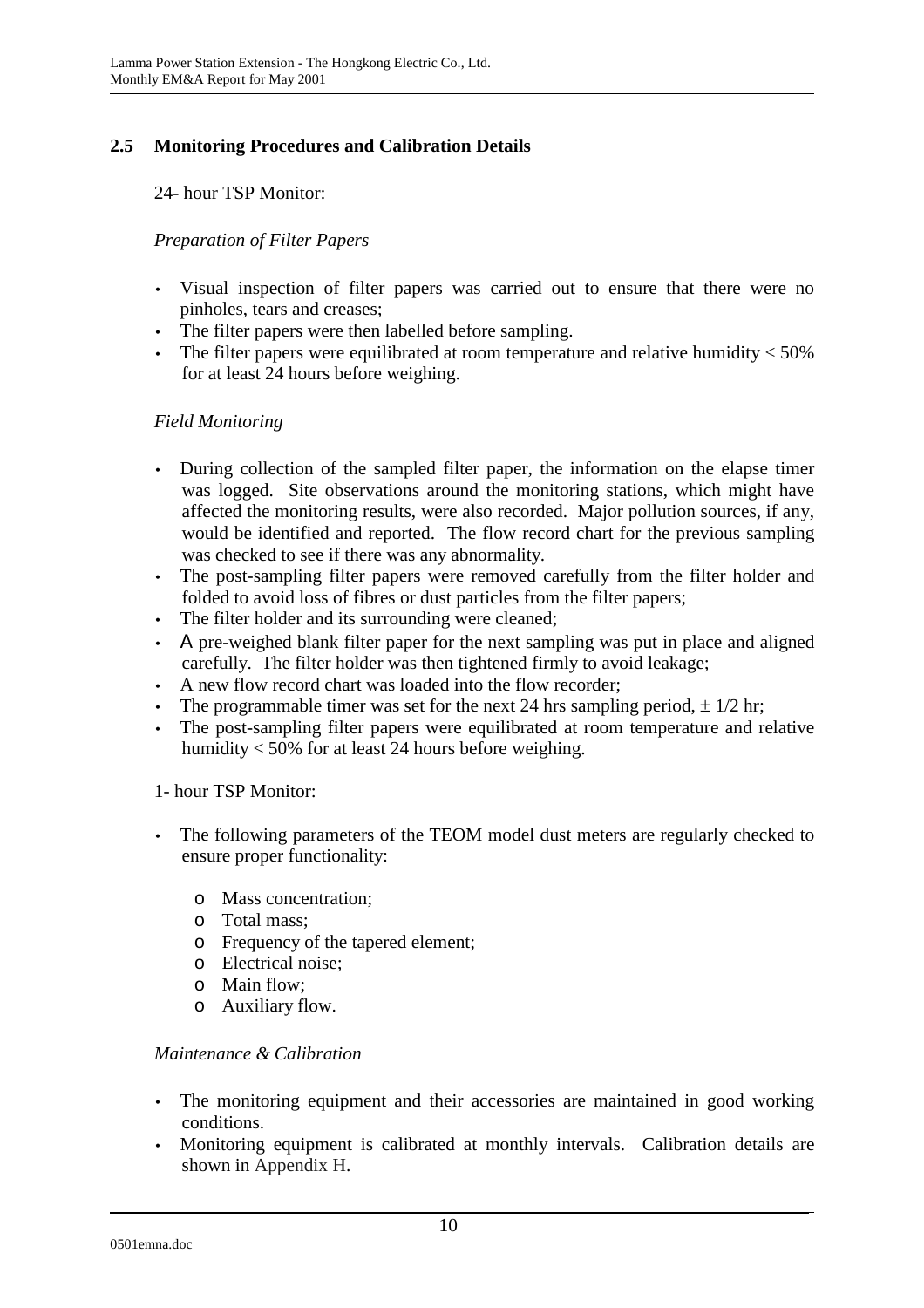## 2.5 Monitoring Procedures and Calibration Details

24- hour TSP Monitor:

*Preparation of Filter Papers*

- Visual inspection of filter papers was carried out to ensure that there were no pinholes, tears and creases;
- The filter papers were then labelled before sampling.
- The filter papers were equilibrated at room temperature and relative humidity < 50% for at least 24 hours before weighing.

*Field Monitoring*

- During collection of the sampled filter paper, the information on the elapse timer was logged. Site observations around the monitoring stations, which might have affected the monitoring results, were also recorded. Major pollution sources, if any, would be identified and reported. The flow record chart for the previous sampling was checked to see if there was any abnormality.
- The post-sampling filter papers were removed carefully from the filter holder and folded to avoid loss of fibres or dust particles from the filter papers;
- The filter holder and its surrounding were cleaned;
- A pre-weighed blank filter paper for the next sampling was put in place and aligned carefully. The filter holder was then tightened firmly to avoid leakage;
- A new flow record chart was loaded into the flow recorder;
- The programmable timer was set for the next 24 hrs sampling period, $\pm$ 1/2 hr;
- The post-sampling filter papers were equilibrated at room temperature and relative humidity < 50% for at least 24 hours before weighing.

1- hour TSP Monitor:

- The following parameters of the TEOM model dust meters are regularly checked to ensure proper functionality:
  - Mass concentration;
  - Total mass;
  - Frequency of the tapered element;
  - Electrical noise;
  - Main flow;
  - Auxiliary flow.

*Maintenance & Calibration*

- The monitoring equipment and their accessories are maintained in good working conditions.
- Monitoring equipment is calibrated at monthly intervals. Calibration details are shown in Appendix H.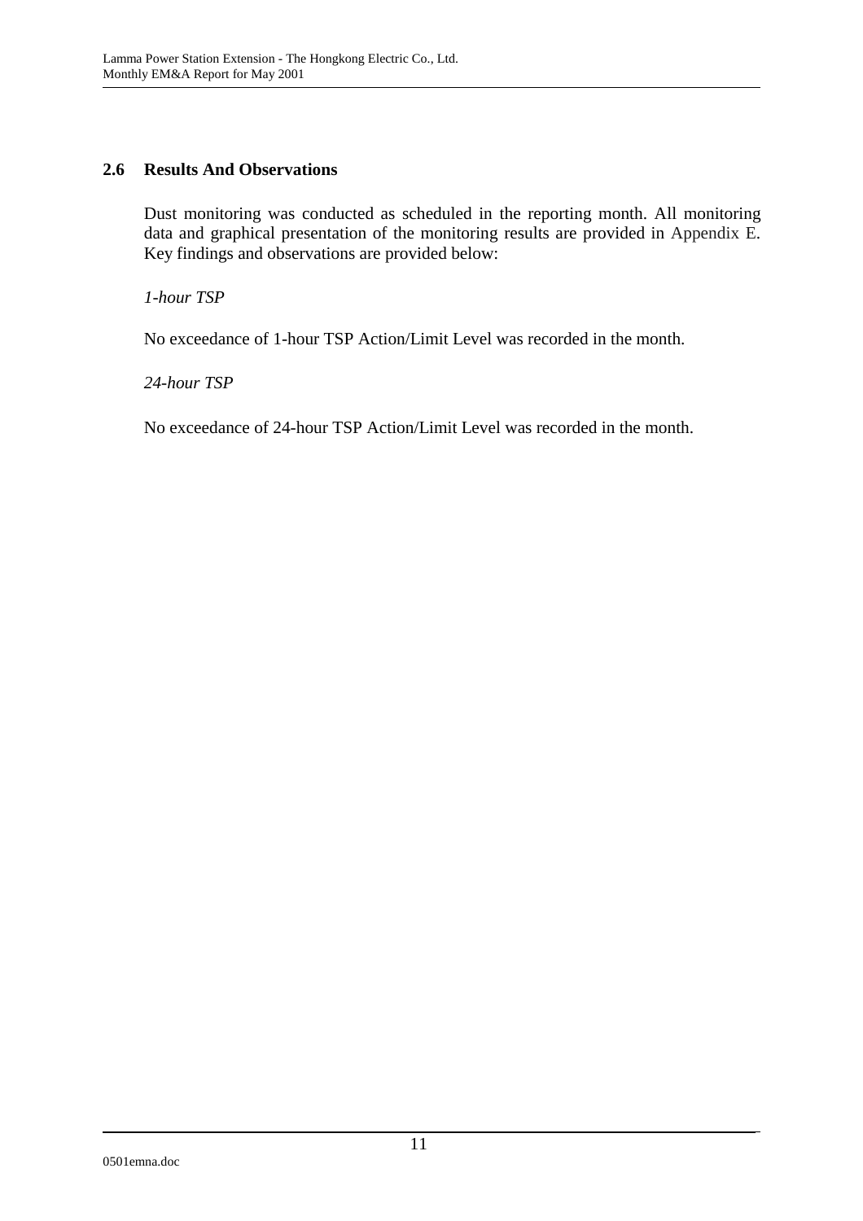## 2.6 Results And Observations

Dust monitoring was conducted as scheduled in the reporting month. All monitoring data and graphical presentation of the monitoring results are provided in Appendix E. Key findings and observations are provided below:

*1-hour TSP*

No exceedance of 1-hour TSP Action/Limit Level was recorded in the month.

*24-hour TSP*

No exceedance of 24-hour TSP Action/Limit Level was recorded in the month.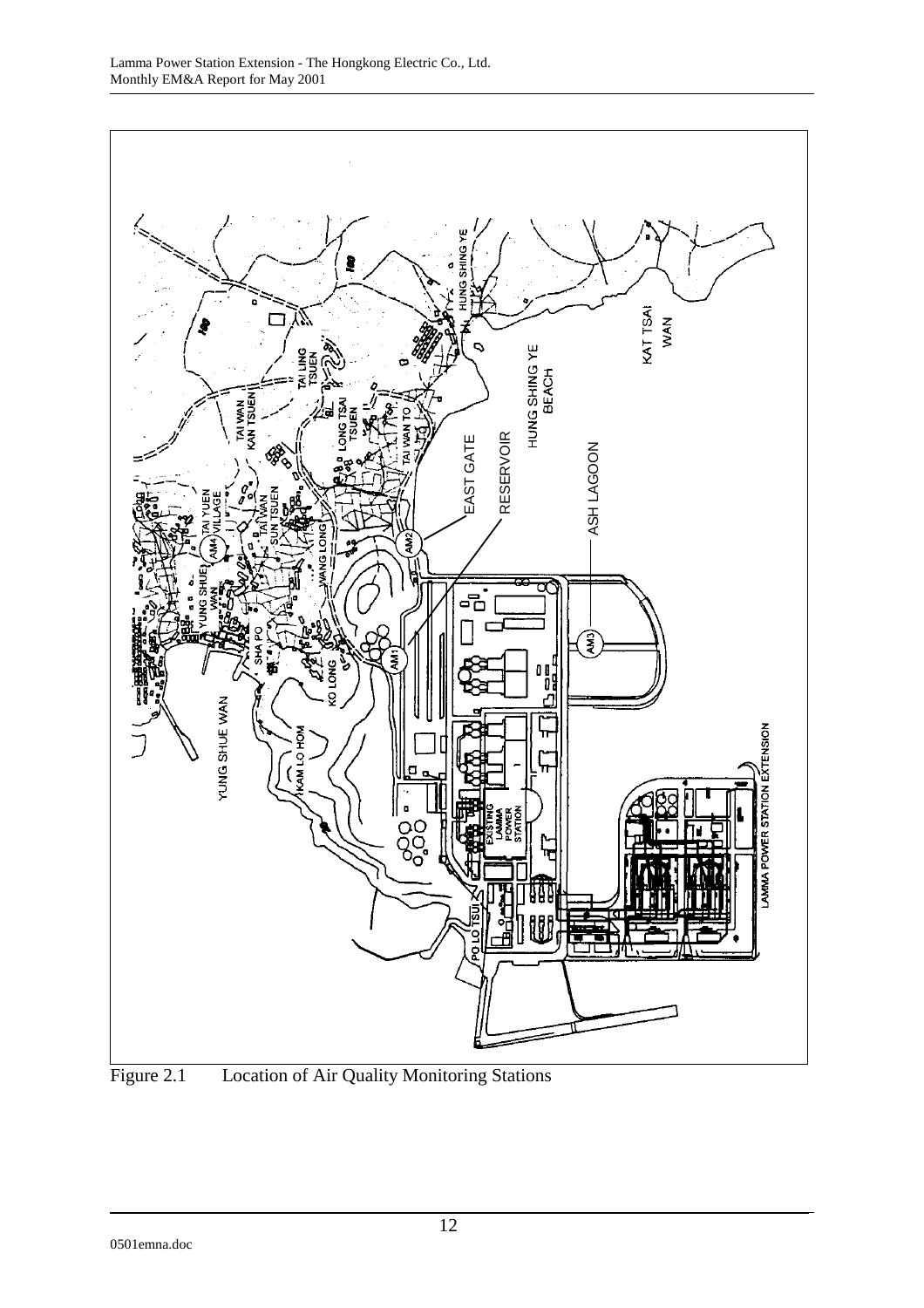Figure 2.1 Location of Air Quality Monitoring Stations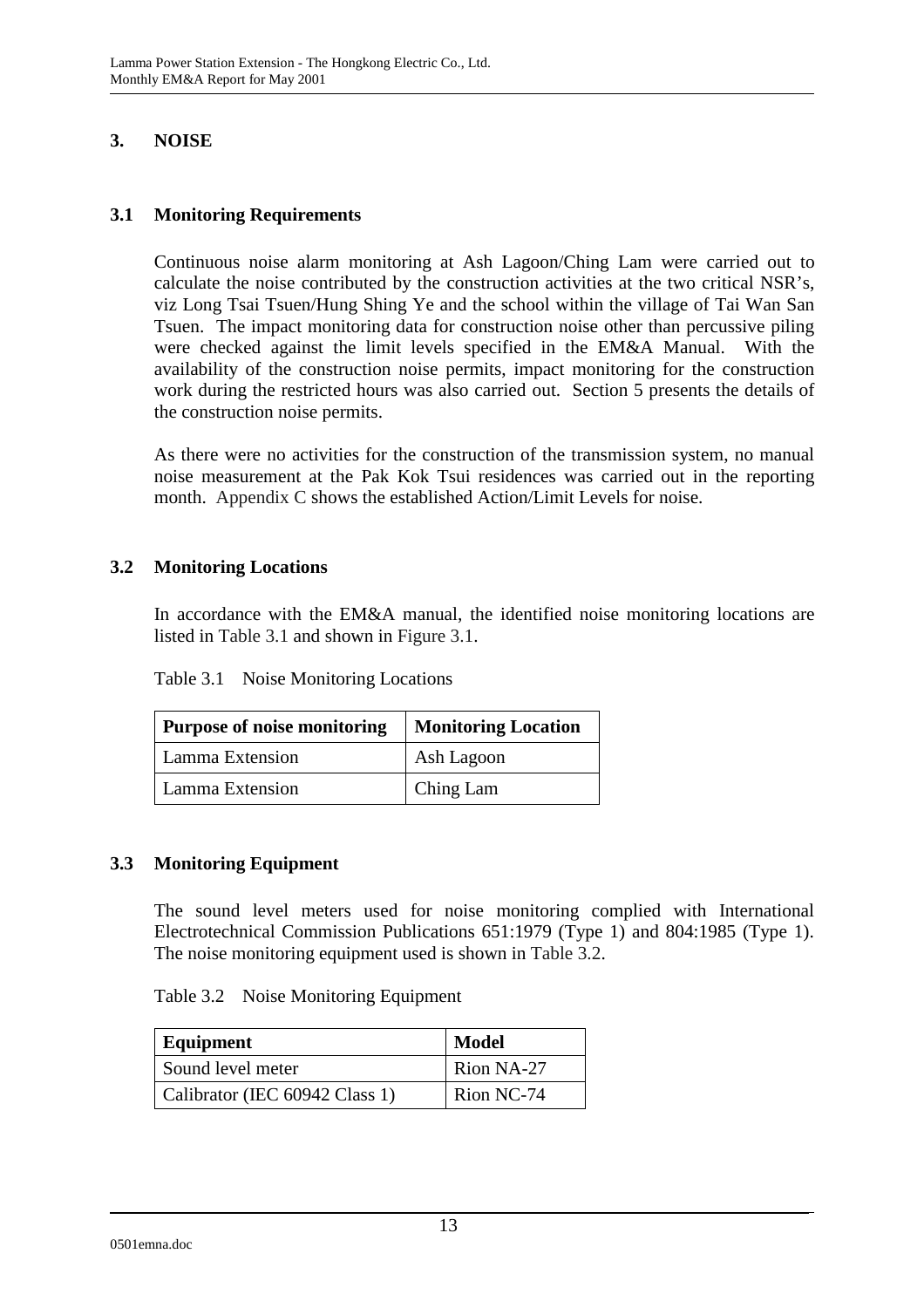# 3. NOISE

## 3.1 Monitoring Requirements

Continuous noise alarm monitoring at Ash Lagoon/Ching Lam were carried out to calculate the noise contributed by the construction activities at the two critical NSR's, viz Long Tsai Tsuen/Hung Shing Ye and the school within the village of Tai Wan San Tsuen. The impact monitoring data for construction noise other than percussive piling were checked against the limit levels specified in the EM&A Manual. With the availability of the construction noise permits, impact monitoring for the construction work during the restricted hours was also carried out. Section 5 presents the details of the construction noise permits.

As there were no activities for the construction of the transmission system, no manual noise measurement at the Pak Kok Tsui residences was carried out in the reporting month. Appendix C shows the established Action/Limit Levels for noise.

## 3.2 Monitoring Locations

In accordance with the EM&A manual, the identified noise monitoring locations are listed in Table 3.1 and shown in Figure 3.1.

Table 3.1 Noise Monitoring Locations

| Purpose of noise monitoring | Monitoring Location |
|---|---|
| Lamma Extension | Ash Lagoon |
| Lamma Extension | Ching Lam |

## 3.3 Monitoring Equipment

The sound level meters used for noise monitoring complied with International Electrotechnical Commission Publications 651:1979 (Type 1) and 804:1985 (Type 1). The noise monitoring equipment used is shown in Table 3.2.

Table 3.2 Noise Monitoring Equipment

| Equipment | Model |
|---|---|
| Sound level meter | Rion NA-27 |
| Calibrator (IEC 60942 Class 1) | Rion NC-74 |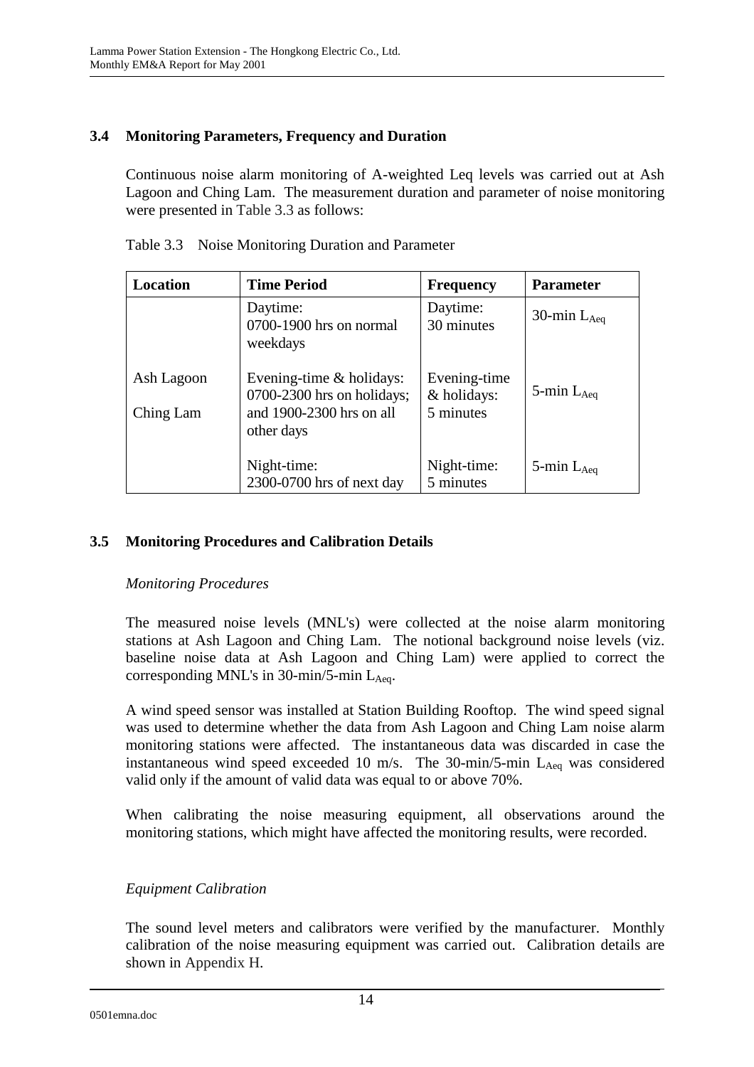## 3.4 Monitoring Parameters, Frequency and Duration

Continuous noise alarm monitoring of A-weighted Leq levels was carried out at Ash Lagoon and Ching Lam. The measurement duration and parameter of noise monitoring were presented in Table 3.3 as follows:

Table 3.3 Noise Monitoring Duration and Parameter

| Location | Time Period | Frequency | Parameter |
|---|---|---|---|
| Ash Lagoon<br>Ching Lam | Daytime:<br>0700-1900 hrs on normal weekdays | Daytime:<br>30 minutes | 30-min $L_{Aeq}$ |
| | Evening-time & holidays:<br>0700-2300 hrs on holidays; and 1900-2300 hrs on all other days | Evening-time & holidays:<br>5 minutes | 5-min $L_{Aeq}$ |
| | Night-time:<br>2300-0700 hrs of next day | Night-time:<br>5 minutes | 5-min $L_{Aeq}$ |

## 3.5 Monitoring Procedures and Calibration Details

*Monitoring Procedures*

The measured noise levels (MNL's) were collected at the noise alarm monitoring stations at Ash Lagoon and Ching Lam. The notional background noise levels (viz. baseline noise data at Ash Lagoon and Ching Lam) were applied to correct the corresponding MNL's in 30-min/5-min $L_{Aeq}$.

A wind speed sensor was installed at Station Building Rooftop. The wind speed signal was used to determine whether the data from Ash Lagoon and Ching Lam noise alarm monitoring stations were affected. The instantaneous data was discarded in case the instantaneous wind speed exceeded 10 m/s. The 30-min/5-min $L_{Aeq}$ was considered valid only if the amount of valid data was equal to or above 70%.

When calibrating the noise measuring equipment, all observations around the monitoring stations, which might have affected the monitoring results, were recorded.

*Equipment Calibration*

The sound level meters and calibrators were verified by the manufacturer. Monthly calibration of the noise measuring equipment was carried out. Calibration details are shown in Appendix H.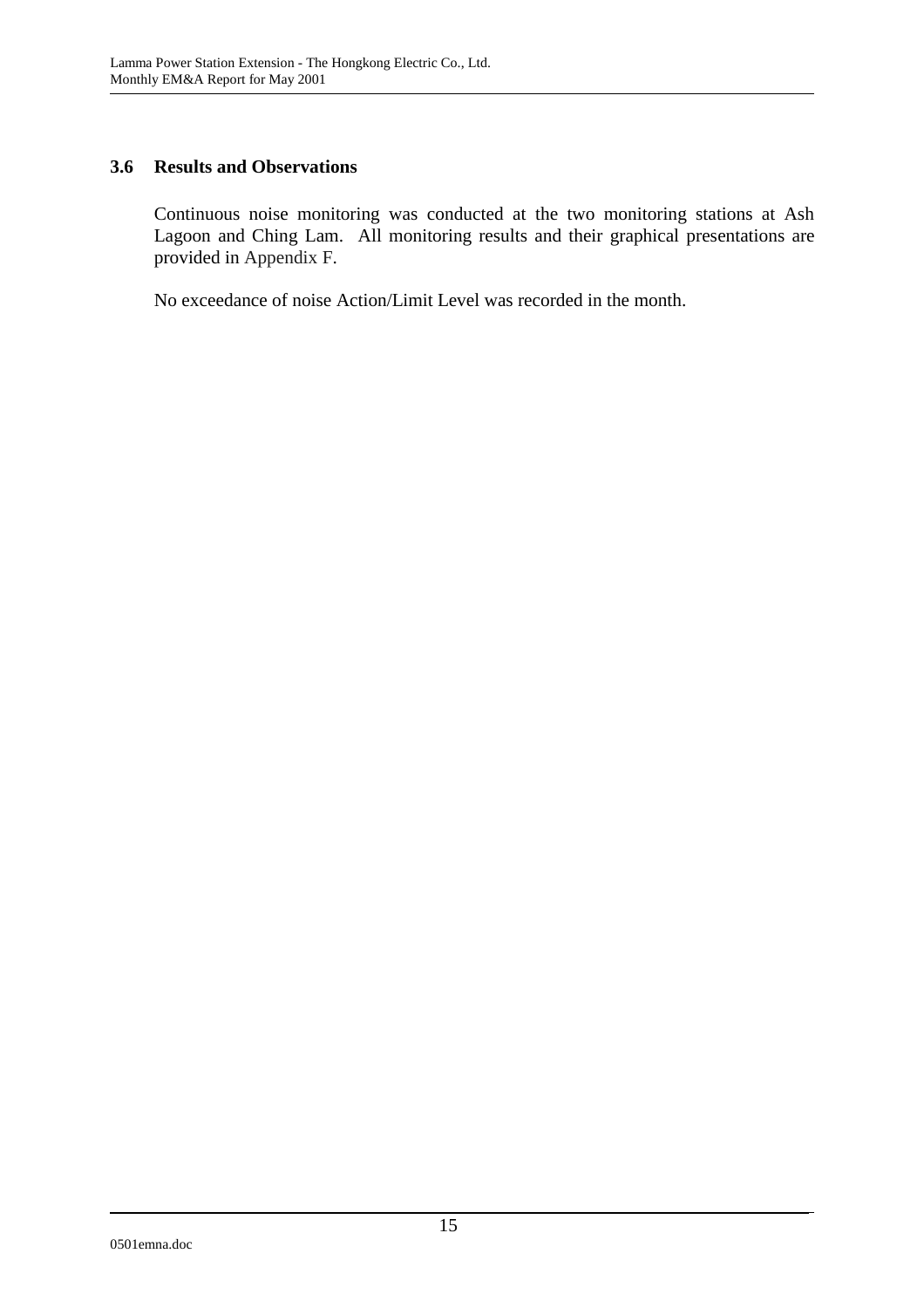### 3.6 Results and Observations

Continuous noise monitoring was conducted at the two monitoring stations at Ash Lagoon and Ching Lam. All monitoring results and their graphical presentations are provided in Appendix F.

No exceedance of noise Action/Limit Level was recorded in the month.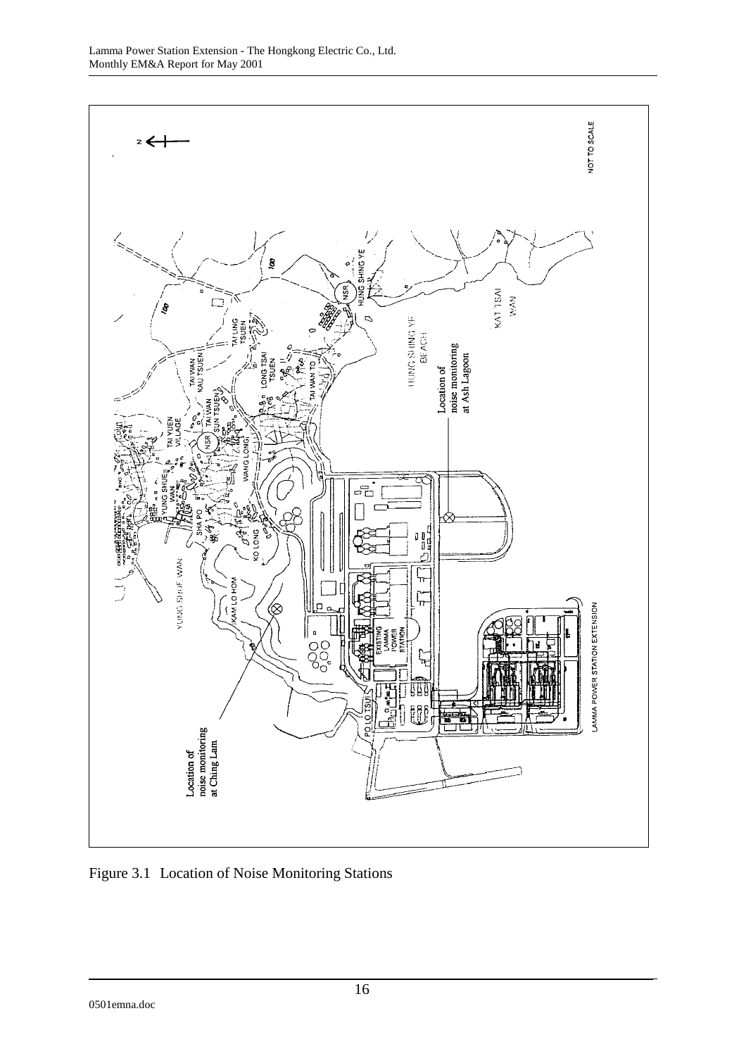Figure 3.1 Location of Noise Monitoring Stations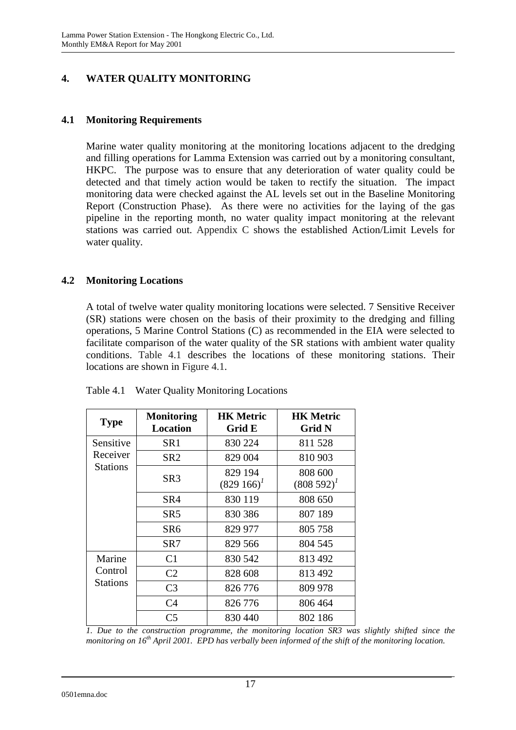# 4. WATER QUALITY MONITORING

## 4.1 Monitoring Requirements

Marine water quality monitoring at the monitoring locations adjacent to the dredging and filling operations for Lamma Extension was carried out by a monitoring consultant, HKPC. The purpose was to ensure that any deterioration of water quality could be detected and that timely action would be taken to rectify the situation. The impact monitoring data were checked against the AL levels set out in the Baseline Monitoring Report (Construction Phase). As there were no activities for the laying of the gas pipeline in the reporting month, no water quality impact monitoring at the relevant stations was carried out. Appendix C shows the established Action/Limit Levels for water quality.

## 4.2 Monitoring Locations

A total of twelve water quality monitoring locations were selected. 7 Sensitive Receiver (SR) stations were chosen on the basis of their proximity to the dredging and filling operations, 5 Marine Control Stations (C) as recommended in the EIA were selected to facilitate comparison of the water quality of the SR stations with ambient water quality conditions. Table 4.1 describes the locations of these monitoring stations. Their locations are shown in Figure 4.1.

Table 4.1 Water Quality Monitoring Locations

| Type | Monitoring Location | HK Metric Grid E | HK Metric Grid N |
|---|---|---|---|
| Sensitive Receiver Stations | SR1 | 830 224 | 811 528 |
| | SR2 | 829 004 | 810 903 |
| | SR3 | 829 194 (829 166)[1] | 808 600 (808 592)[1] |
| | SR4 | 830 119 | 808 650 |
| | SR5 | 830 386 | 807 189 |
| | SR6 | 829 977 | 805 758 |
| | SR7 | 829 566 | 804 545 |
| Marine Control Stations | C1 | 830 542 | 813 492 |
| | C2 | 828 608 | 813 492 |
| | C3 | 826 776 | 809 978 |
| | C4 | 826 776 | 806 464 |
| | C5 | 830 440 | 802 186 |

*1. Due to the construction programme, the monitoring location SR3 was slightly shifted since the monitoring on 16th April 2001. EPD has verbally been informed of the shift of the monitoring location.*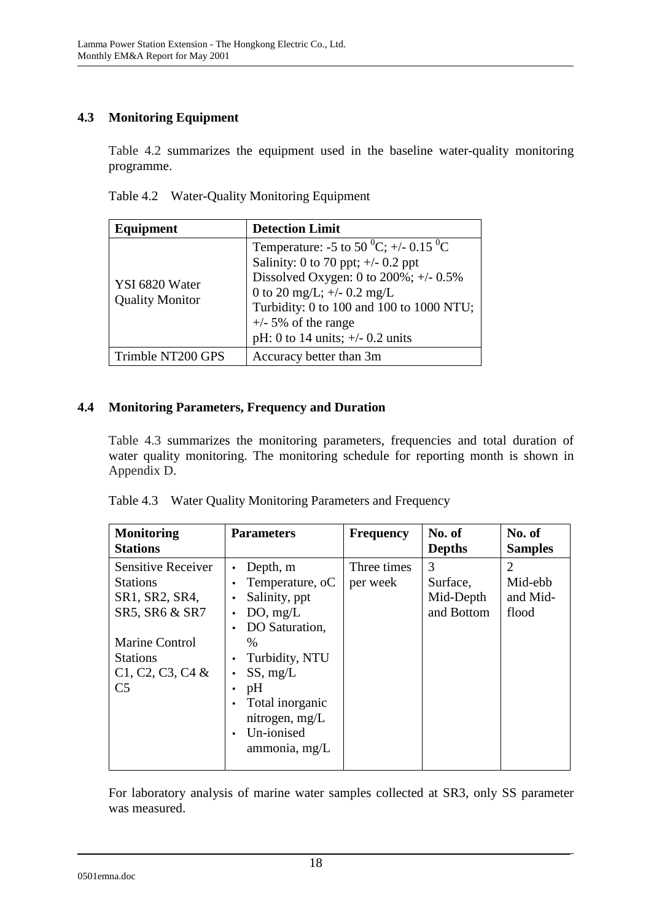## 4.3 Monitoring Equipment

Table 4.2 summarizes the equipment used in the baseline water-quality monitoring programme.

Table 4.2 Water-Quality Monitoring Equipment

| Equipment | Detection Limit |
|---|---|
| YSI 6820 Water Quality Monitor | Temperature: -5 to 50 $^0$C; +/- 0.15 $^0$C<br>Salinity: 0 to 70 ppt; +/- 0.2 ppt<br>Dissolved Oxygen: 0 to 200%; +/- 0.5%<br>0 to 20 mg/L; +/- 0.2 mg/L<br>Turbidity: 0 to 100 and 100 to 1000 NTU; +/- 5% of the range<br>pH: 0 to 14 units; +/- 0.2 units |
| Trimble NT200 GPS | Accuracy better than 3m |

## 4.4 Monitoring Parameters, Frequency and Duration

Table 4.3 summarizes the monitoring parameters, frequencies and total duration of water quality monitoring. The monitoring schedule for reporting month is shown in Appendix D.

Table 4.3 Water Quality Monitoring Parameters and Frequency

| Monitoring Stations | Parameters | Frequency | No. of Depths | No. of Samples |
|---|---|---|---|---|
| Sensitive Receiver Stations SR1, SR2, SR4, SR5, SR6 & SR7<br><br>Marine Control Stations C1, C2, C3, C4 & C5 | • Depth, m<br>• Temperature, oC<br>• Salinity, ppt<br>• DO, mg/L<br>• DO Saturation, %<br>• Turbidity, NTU<br>• SS, mg/L<br>• pH<br>• Total inorganic nitrogen, mg/L<br>• Un-ionised ammonia, mg/L | Three times per week | 3<br>Surface, Mid-Depth and Bottom | 2<br>Mid-ebb and Mid-flood |

For laboratory analysis of marine water samples collected at SR3, only SS parameter was measured.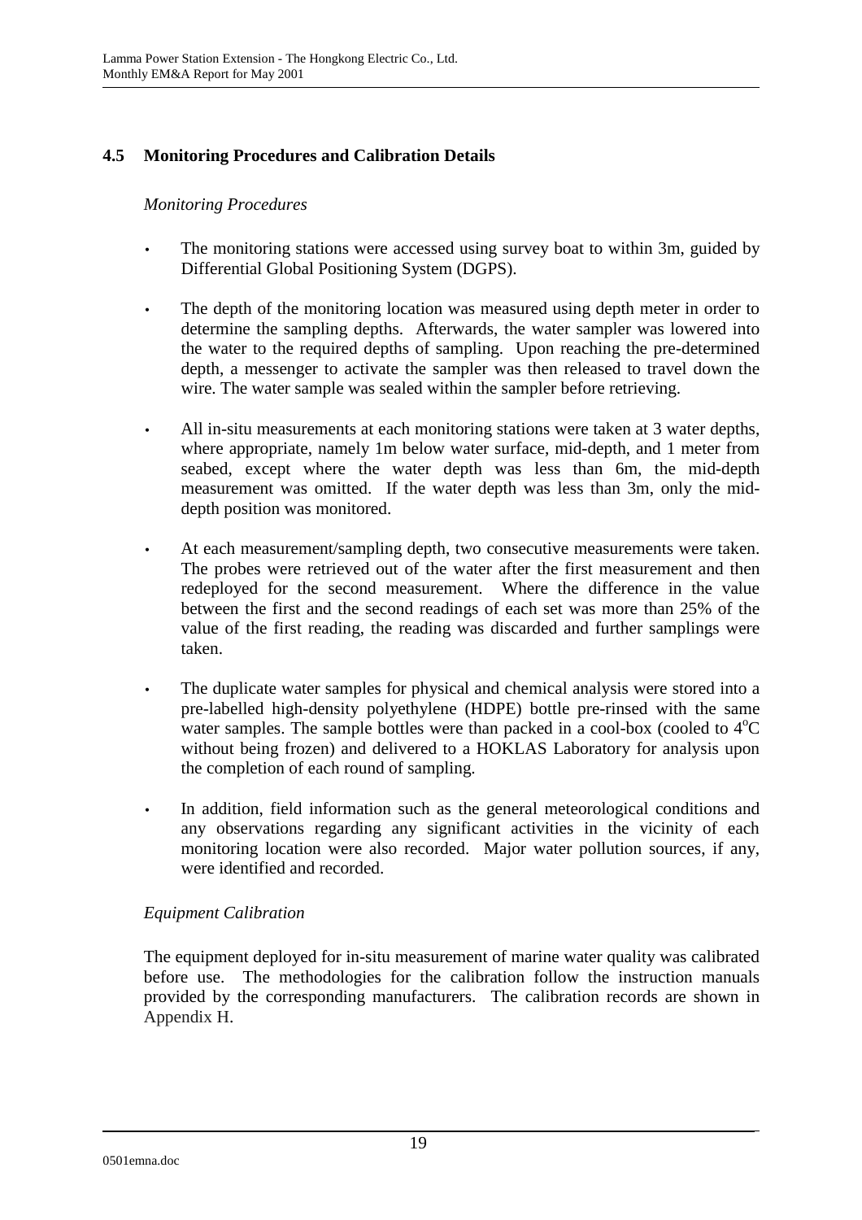## 4.5 Monitoring Procedures and Calibration Details

*Monitoring Procedures*

- The monitoring stations were accessed using survey boat to within 3m, guided by Differential Global Positioning System (DGPS).
- The depth of the monitoring location was measured using depth meter in order to determine the sampling depths. Afterwards, the water sampler was lowered into the water to the required depths of sampling. Upon reaching the pre-determined depth, a messenger to activate the sampler was then released to travel down the wire. The water sample was sealed within the sampler before retrieving.
- All in-situ measurements at each monitoring stations were taken at 3 water depths, where appropriate, namely 1m below water surface, mid-depth, and 1 meter from seabed, except where the water depth was less than 6m, the mid-depth measurement was omitted. If the water depth was less than 3m, only the mid-depth position was monitored.
- At each measurement/sampling depth, two consecutive measurements were taken. The probes were retrieved out of the water after the first measurement and then redeployed for the second measurement. Where the difference in the value between the first and the second readings of each set was more than 25% of the value of the first reading, the reading was discarded and further samplings were taken.
- The duplicate water samples for physical and chemical analysis were stored into a pre-labelled high-density polyethylene (HDPE) bottle pre-rinsed with the same water samples. The sample bottles were than packed in a cool-box (cooled to $4^{o}C$ without being frozen) and delivered to a HOKLAS Laboratory for analysis upon the completion of each round of sampling.
- In addition, field information such as the general meteorological conditions and any observations regarding any significant activities in the vicinity of each monitoring location were also recorded. Major water pollution sources, if any, were identified and recorded.

*Equipment Calibration*

The equipment deployed for in-situ measurement of marine water quality was calibrated before use. The methodologies for the calibration follow the instruction manuals provided by the corresponding manufacturers. The calibration records are shown in Appendix H.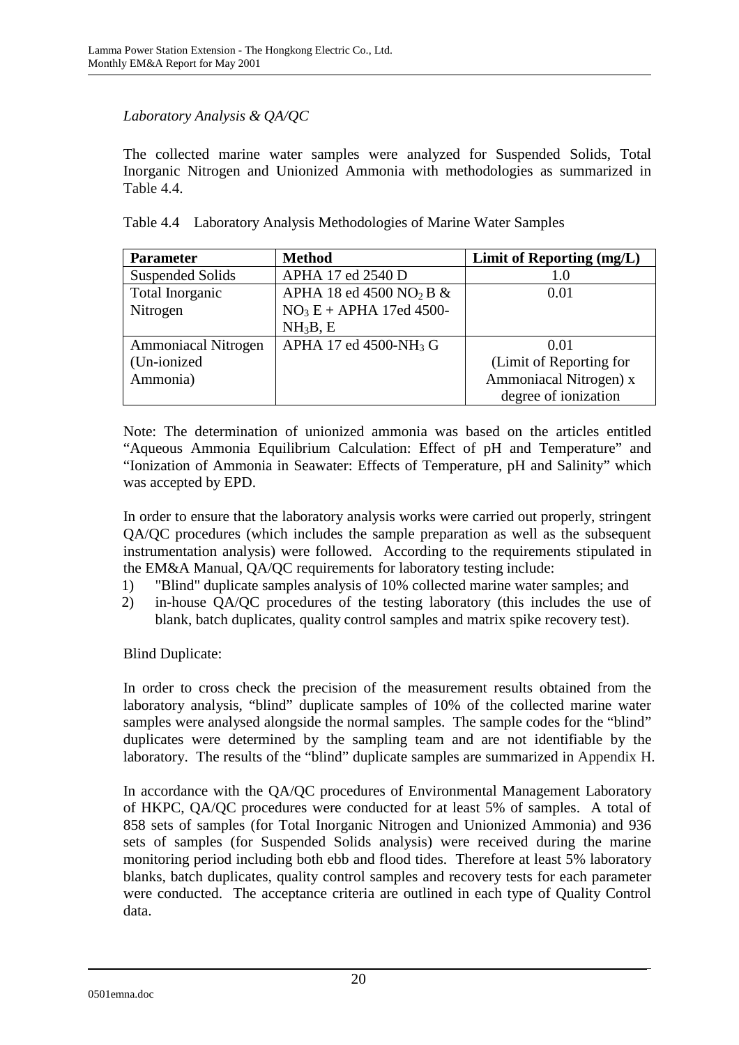*Laboratory Analysis & QA/QC*

The collected marine water samples were analyzed for Suspended Solids, Total Inorganic Nitrogen and Unionized Ammonia with methodologies as summarized in Table 4.4.

Table 4.4 Laboratory Analysis Methodologies of Marine Water Samples

| Parameter | Method | Limit of Reporting (mg/L) |
|---|---|---|
| Suspended Solids | APHA 17 ed 2540 D | 1.0 |
| Total Inorganic Nitrogen | APHA 18 ed 4500 $NO_2$ B & $NO_3$ E + APHA 17ed 4500-$NH_3$B, E | 0.01 |
| Ammoniacal Nitrogen (Un-ionized Ammonia) | APHA 17 ed 4500-$NH_3$ G | 0.01 (Limit of Reporting for Ammoniacal Nitrogen) x degree of ionization |

Note: The determination of unionized ammonia was based on the articles entitled "Aqueous Ammonia Equilibrium Calculation: Effect of pH and Temperature" and "Ionization of Ammonia in Seawater: Effects of Temperature, pH and Salinity" which was accepted by EPD.

In order to ensure that the laboratory analysis works were carried out properly, stringent QA/QC procedures (which includes the sample preparation as well as the subsequent instrumentation analysis) were followed. According to the requirements stipulated in the EM&A Manual, QA/QC requirements for laboratory testing include:

1) "Blind" duplicate samples analysis of 10% collected marine water samples; and
2) in-house QA/QC procedures of the testing laboratory (this includes the use of blank, batch duplicates, quality control samples and matrix spike recovery test).

Blind Duplicate:

In order to cross check the precision of the measurement results obtained from the laboratory analysis, "blind" duplicate samples of 10% of the collected marine water samples were analysed alongside the normal samples. The sample codes for the "blind" duplicates were determined by the sampling team and are not identifiable by the laboratory. The results of the "blind" duplicate samples are summarized in Appendix H.

In accordance with the QA/QC procedures of Environmental Management Laboratory of HKPC, QA/QC procedures were conducted for at least 5% of samples. A total of 858 sets of samples (for Total Inorganic Nitrogen and Unionized Ammonia) and 936 sets of samples (for Suspended Solids analysis) were received during the marine monitoring period including both ebb and flood tides. Therefore at least 5% laboratory blanks, batch duplicates, quality control samples and recovery tests for each parameter were conducted. The acceptance criteria are outlined in each type of Quality Control data.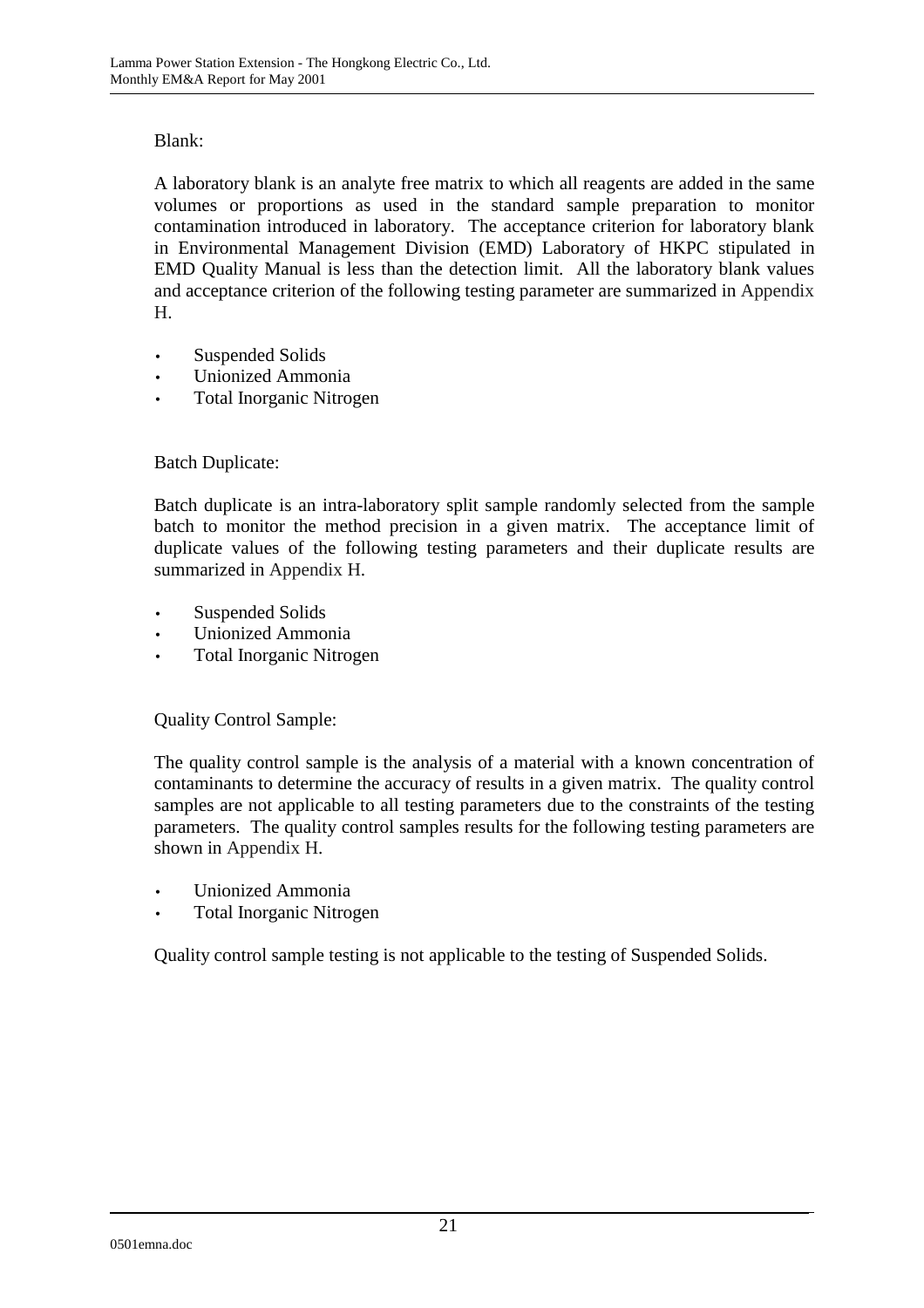Blank:

A laboratory blank is an analyte free matrix to which all reagents are added in the same volumes or proportions as used in the standard sample preparation to monitor contamination introduced in laboratory. The acceptance criterion for laboratory blank in Environmental Management Division (EMD) Laboratory of HKPC stipulated in EMD Quality Manual is less than the detection limit. All the laboratory blank values and acceptance criterion of the following testing parameter are summarized in Appendix H.

- Suspended Solids
- Unionized Ammonia
- Total Inorganic Nitrogen

Batch Duplicate:

Batch duplicate is an intra-laboratory split sample randomly selected from the sample batch to monitor the method precision in a given matrix. The acceptance limit of duplicate values of the following testing parameters and their duplicate results are summarized in Appendix H.

- Suspended Solids
- Unionized Ammonia
- Total Inorganic Nitrogen

Quality Control Sample:

The quality control sample is the analysis of a material with a known concentration of contaminants to determine the accuracy of results in a given matrix. The quality control samples are not applicable to all testing parameters due to the constraints of the testing parameters. The quality control samples results for the following testing parameters are shown in Appendix H.

- Unionized Ammonia
- Total Inorganic Nitrogen

Quality control sample testing is not applicable to the testing of Suspended Solids.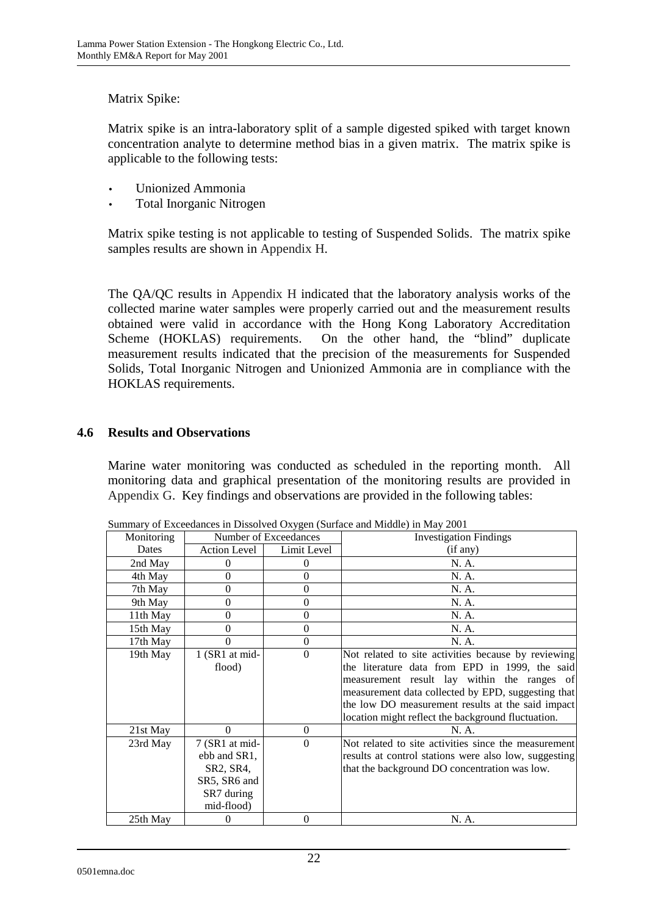Matrix Spike:

Matrix spike is an intra-laboratory split of a sample digested spiked with target known concentration analyte to determine method bias in a given matrix. The matrix spike is applicable to the following tests:

- Unionized Ammonia
- Total Inorganic Nitrogen

Matrix spike testing is not applicable to testing of Suspended Solids. The matrix spike samples results are shown in Appendix H.

The QA/QC results in Appendix H indicated that the laboratory analysis works of the collected marine water samples were properly carried out and the measurement results obtained were valid in accordance with the Hong Kong Laboratory Accreditation Scheme (HOKLAS) requirements. On the other hand, the "blind" duplicate measurement results indicated that the precision of the measurements for Suspended Solids, Total Inorganic Nitrogen and Unionized Ammonia are in compliance with the HOKLAS requirements.

## 4.6 Results and Observations

Marine water monitoring was conducted as scheduled in the reporting month. All monitoring data and graphical presentation of the monitoring results are provided in Appendix G. Key findings and observations are provided in the following tables:

Summary of Exceedances in Dissolved Oxygen (Surface and Middle) in May 2001

| Monitoring Dates | Number of Exceedances | | Investigation Findings (if any) |
|---|---|---|---|
| | Action Level | Limit Level | |
| 2nd May | 0 | 0 | N. A. |
| 4th May | 0 | 0 | N. A. |
| 7th May | 0 | 0 | N. A. |
| 9th May | 0 | 0 | N. A. |
| 11th May | 0 | 0 | N. A. |
| 15th May | 0 | 0 | N. A. |
| 17th May | 0 | 0 | N. A. |
| 19th May | 1 (SR1 at mid-flood) | 0 | Not related to site activities because by reviewing the literature data from EPD in 1999, the said measurement result lay within the ranges of measurement data collected by EPD, suggesting that the low DO measurement results at the said impact location might reflect the background fluctuation. |
| 21st May | 0 | 0 | N. A. |
| 23rd May | 7 (SR1 at mid-ebb and SR1, SR2, SR4, SR5, SR6 and SR7 during mid-flood) | 0 | Not related to site activities since the measurement results at control stations were also low, suggesting that the background DO concentration was low. |
| 25th May | 0 | 0 | N. A. |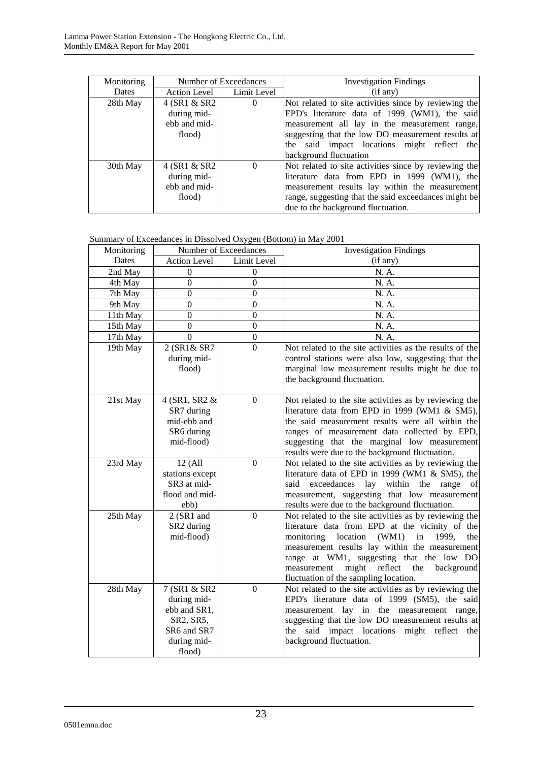| Monitoring Dates | Number of Exceedances | | Investigation Findings (if any) |
|---|---|---|---|
| | Action Level | Limit Level | |
| 28th May | 4 (SR1 & SR2 during mid-ebb and mid-flood) | 0 | Not related to site activities since by reviewing the EPD's literature data of 1999 (WM1), the said measurement all lay in the measurement range, suggesting that the low DO measurement results at the said impact locations might reflect the background fluctuation |
| 30th May | 4 (SR1 & SR2 during mid-ebb and mid-flood) | 0 | Not related to site activities since by reviewing the literature data from EPD in 1999 (WM1), the measurement results lay within the measurement range, suggesting that the said exceedances might be due to the background fluctuation. |

Summary of Exceedances in Dissolved Oxygen (Bottom) in May 2001

| Monitoring Dates | Number of Exceedances | | Investigation Findings (if any) |
|---|---|---|---|
| | Action Level | Limit Level | |
| 2nd May | 0 | 0 | N. A. |
| 4th May | 0 | 0 | N. A. |
| 7th May | 0 | 0 | N. A. |
| 9th May | 0 | 0 | N. A. |
| 11th May | 0 | 0 | N. A. |
| 15th May | 0 | 0 | N. A. |
| 17th May | 0 | 0 | N. A. |
| 19th May | 2 (SR1& SR7 during mid-flood) | 0 | Not related to the site activities as the results of the control stations were also low, suggesting that the marginal low measurement results might be due to the background fluctuation. |
| 21st May | 4 (SR1, SR2 & SR7 during mid-ebb and SR6 during mid-flood) | 0 | Not related to the site activities as by reviewing the literature data from EPD in 1999 (WM1 & SM5), the said measurement results were all within the ranges of measurement data collected by EPD, suggesting that the marginal low measurement results were due to the background fluctuation. |
| 23rd May | 12 (All stations except SR3 at mid-flood and mid-ebb) | 0 | Not related to the site activities as by reviewing the literature data of EPD in 1999 (WM1 & SM5), the said exceedances lay within the range of measurement, suggesting that low measurement results were due to the background fluctuation. |
| 25th May | 2 (SR1 and SR2 during mid-flood) | 0 | Not related to the site activities as by reviewing the literature data from EPD at the vicinity of the monitoring location (WM1) in 1999, the measurement results lay within the measurement range at WM1, suggesting that the low DO measurement might reflect the background fluctuation of the sampling location. |
| 28th May | 7 (SR1 & SR2 during mid-ebb and SR1, SR2, SR5, SR6 and SR7 during mid-flood) | 0 | Not related to the site activities as by reviewing the EPD's literature data of 1999 (SM5), the said measurement lay in the measurement range, suggesting that the low DO measurement results at the said impact locations might reflect the background fluctuation. |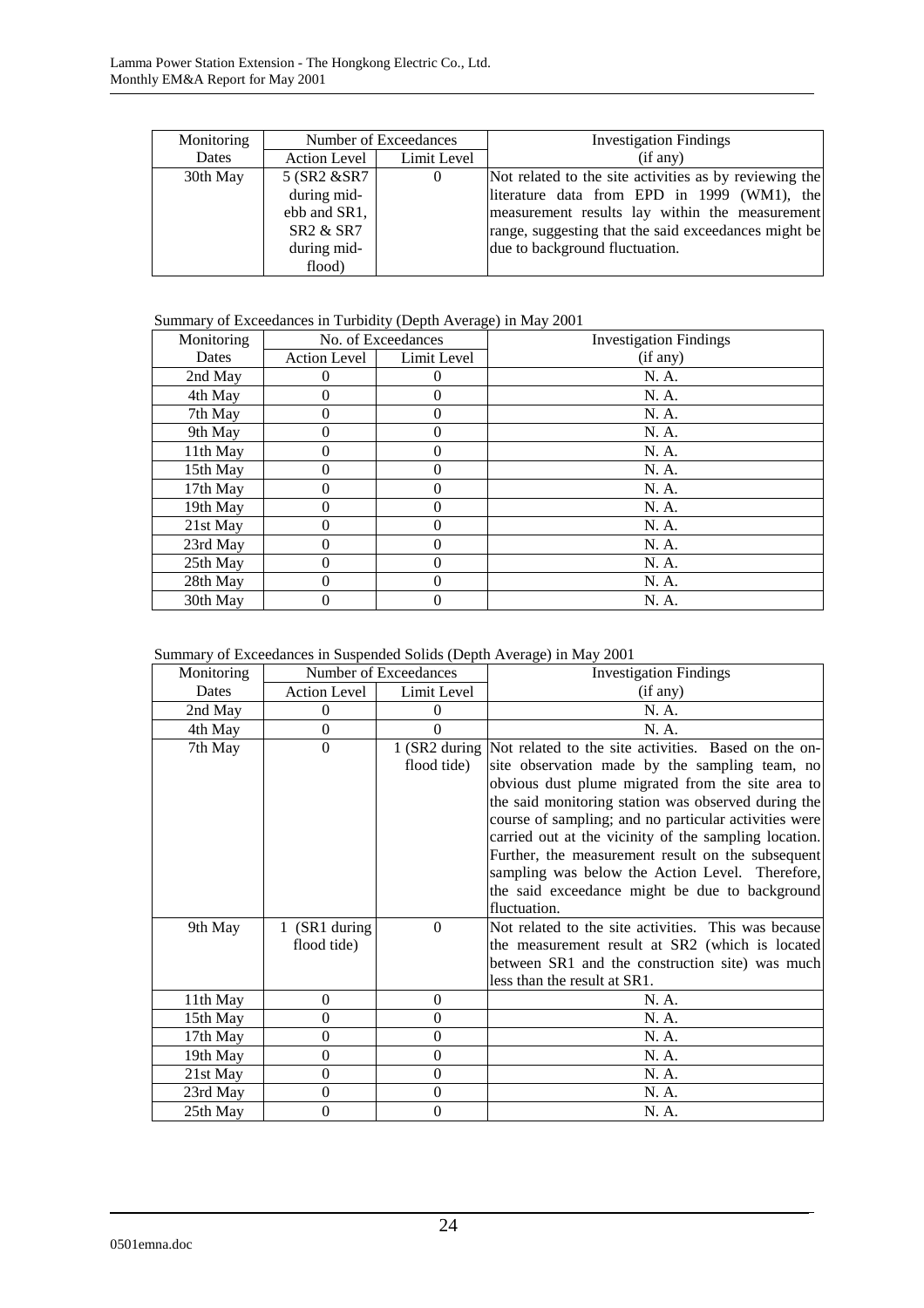| Monitoring Dates | Number of Exceedances | | Investigation Findings (if any) |
|---|---|---|---|
| | Action Level | Limit Level | |
| 30th May | 5 (SR2 &SR7 during mid-ebb and SR1, SR2 & SR7 during mid-flood) | 0 | Not related to the site activities as by reviewing the literature data from EPD in 1999 (WM1), the measurement results lay within the measurement range, suggesting that the said exceedances might be due to background fluctuation. |

Summary of Exceedances in Turbidity (Depth Average) in May 2001

| Monitoring Dates | No. of Exceedances | | Investigation Findings (if any) |
|---|---|---|---|
| | Action Level | Limit Level | |
| 2nd May | 0 | 0 | N. A. |
| 4th May | 0 | 0 | N. A. |
| 7th May | 0 | 0 | N. A. |
| 9th May | 0 | 0 | N. A. |
| 11th May | 0 | 0 | N. A. |
| 15th May | 0 | 0 | N. A. |
| 17th May | 0 | 0 | N. A. |
| 19th May | 0 | 0 | N. A. |
| 21st May | 0 | 0 | N. A. |
| 23rd May | 0 | 0 | N. A. |
| 25th May | 0 | 0 | N. A. |
| 28th May | 0 | 0 | N. A. |
| 30th May | 0 | 0 | N. A. |

Summary of Exceedances in Suspended Solids (Depth Average) in May 2001

| Monitoring Dates | Number of Exceedances | | Investigation Findings (if any) |
|---|---|---|---|
| | Action Level | Limit Level | |
| 2nd May | 0 | 0 | N. A. |
| 4th May | 0 | 0 | N. A. |
| 7th May | 0 | 1 (SR2 during flood tide) | Not related to the site activities. Based on the on-site observation made by the sampling team, no obvious dust plume migrated from the site area to the said monitoring station was observed during the course of sampling; and no particular activities were carried out at the vicinity of the sampling location. Further, the measurement result on the subsequent sampling was below the Action Level. Therefore, the said exceedance might be due to background fluctuation. |
| 9th May | 1 (SR1 during flood tide) | 0 | Not related to the site activities. This was because the measurement result at SR2 (which is located between SR1 and the construction site) was much less than the result at SR1. |
| 11th May | 0 | 0 | N. A. |
| 15th May | 0 | 0 | N. A. |
| 17th May | 0 | 0 | N. A. |
| 19th May | 0 | 0 | N. A. |
| 21st May | 0 | 0 | N. A. |
| 23rd May | 0 | 0 | N. A. |
| 25th May | 0 | 0 | N. A. |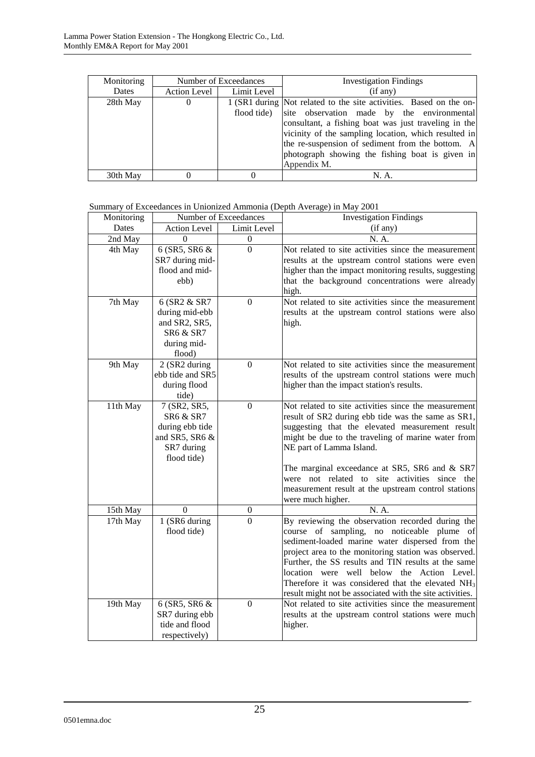| Monitoring Dates | Number of Exceedances | | Investigation Findings (if any) |
|---|---|---|---|
| | Action Level | Limit Level | |
| 28th May | 0 | 1 (SR1 during flood tide) | Not related to the site activities. Based on the on-site observation made by the environmental consultant, a fishing boat was just traveling in the vicinity of the sampling location, which resulted in the re-suspension of sediment from the bottom. A photograph showing the fishing boat is given in Appendix M. |
| 30th May | 0 | 0 | N. A. |

Summary of Exceedances in Unionized Ammonia (Depth Average) in May 2001

| Monitoring Dates | Number of Exceedances | | Investigation Findings (if any) |
|---|---|---|---|
| | Action Level | Limit Level | |
| 2nd May | 0 | 0 | N. A. |
| 4th May | 6 (SR5, SR6 & SR7 during mid-flood and mid-ebb) | 0 | Not related to site activities since the measurement results at the upstream control stations were even higher than the impact monitoring results, suggesting that the background concentrations were already high. |
| 7th May | 6 (SR2 & SR7 during mid-ebb and SR2, SR5, SR6 & SR7 during mid-flood) | 0 | Not related to site activities since the measurement results at the upstream control stations were also high. |
| 9th May | 2 (SR2 during ebb tide and SR5 during flood tide) | 0 | Not related to site activities since the measurement results of the upstream control stations were much higher than the impact station's results. |
| 11th May | 7 (SR2, SR5, SR6 & SR7 during ebb tide and SR5, SR6 & SR7 during flood tide) | 0 | Not related to site activities since the measurement result of SR2 during ebb tide was the same as SR1, suggesting that the elevated measurement result might be due to the traveling of marine water from NE part of Lamma Island.<br><br>The marginal exceedance at SR5, SR6 and & SR7 were not related to site activities since the measurement result at the upstream control stations were much higher. |
| 15th May | 0 | 0 | N. A. |
| 17th May | 1 (SR6 during flood tide) | 0 | By reviewing the observation recorded during the course of sampling, no noticeable plume of sediment-loaded marine water dispersed from the project area to the monitoring station was observed. Further, the SS results and TIN results at the same location were well below the Action Level. Therefore it was considered that the elevated $NH_3$ result might not be associated with the site activities. |
| 19th May | 6 (SR5, SR6 & SR7 during ebb tide and flood respectively) | 0 | Not related to site activities since the measurement results at the upstream control stations were much higher. |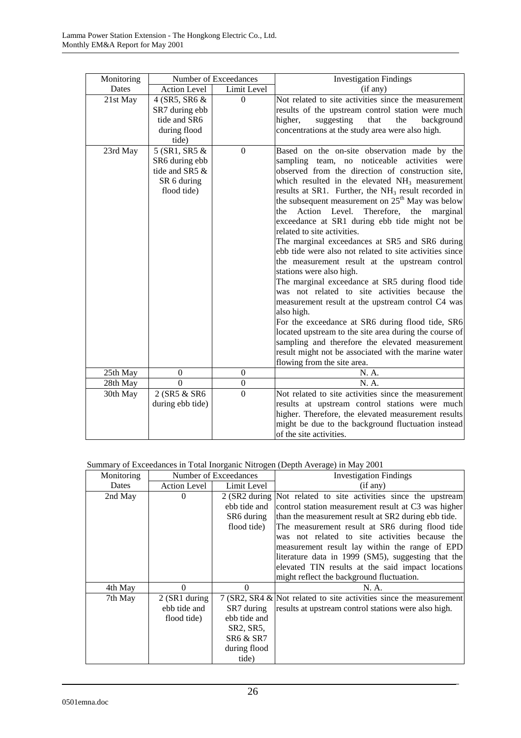| Monitoring Dates | Number of Exceedances | | Investigation Findings (if any) |
|---|---|---|---|
| | Action Level | Limit Level | |
| 21st May | 4 (SR5, SR6 & SR7 during ebb tide and SR6 during flood tide) | 0 | Not related to site activities since the measurement results of the upstream control station were much higher, suggesting that the background concentrations at the study area were also high. |
| 23rd May | 5 (SR1, SR5 & SR6 during ebb tide and SR5 & SR 6 during flood tide) | 0 | Based on the on-site observation made by the sampling team, no noticeable activities were observed from the direction of construction site, which resulted in the elevated $NH_3$ measurement results at SR1. Further, the $NH_3$ result recorded in the subsequent measurement on 25th May was below the Action Level. Therefore, the marginal exceedance at SR1 during ebb tide might not be related to site activities. The marginal exceedances at SR5 and SR6 during ebb tide were also not related to site activities since the measurement result at the upstream control stations were also high. The marginal exceedance at SR5 during flood tide was not related to site activities because the measurement result at the upstream control C4 was also high. For the exceedance at SR6 during flood tide, SR6 located upstream to the site area during the course of sampling and therefore the elevated measurement result might not be associated with the marine water flowing from the site area. |
| 25th May | 0 | 0 | N. A. |
| 28th May | 0 | 0 | N. A. |
| 30th May | 2 (SR5 & SR6 during ebb tide) | 0 | Not related to site activities since the measurement results at upstream control stations were much higher. Therefore, the elevated measurement results might be due to the background fluctuation instead of the site activities. |

Summary of Exceedances in Total Inorganic Nitrogen (Depth Average) in May 2001

| Monitoring Dates | Number of Exceedances | | Investigation Findings (if any) |
|---|---|---|---|
| | Action Level | Limit Level | |
| 2nd May | 0 | 2 (SR2 during ebb tide and SR6 during flood tide) | Not related to site activities since the upstream control station measurement result at C3 was higher than the measurement result at SR2 during ebb tide. The measurement result at SR6 during flood tide was not related to site activities because the measurement result lay within the range of EPD literature data in 1999 (SM5), suggesting that the elevated TIN results at the said impact locations might reflect the background fluctuation. |
| 4th May | 0 | 0 | N. A. |
| 7th May | 2 (SR1 during ebb tide and flood tide) | 7 (SR2, SR4 & SR7 during ebb tide and SR2, SR5, SR6 & SR7 during flood tide) | Not related to site activities since the measurement results at upstream control stations were also high. |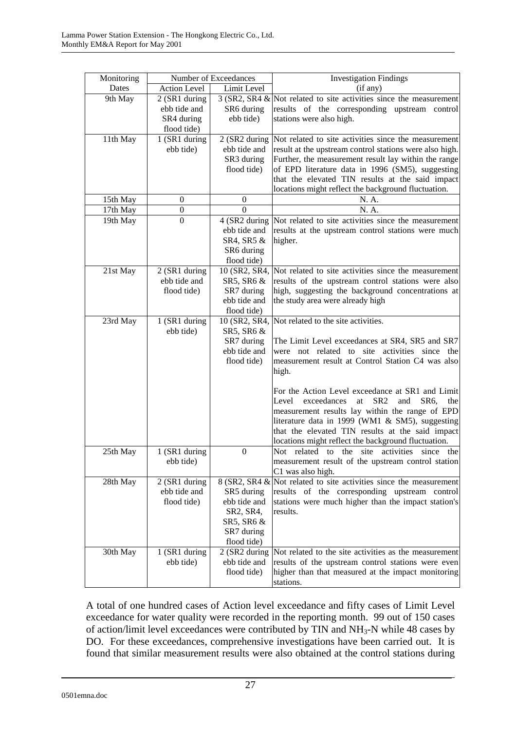| Monitoring Dates | Number of Exceedances | | Investigation Findings (if any) |
|---|---|---|---|
| | Action Level | Limit Level | |
| 9th May | 2 (SR1 during ebb tide and SR4 during flood tide) | 3 (SR2, SR4 & SR6 during ebb tide) | Not related to site activities since the measurement results of the corresponding upstream control stations were also high. |
| 11th May | 1 (SR1 during ebb tide) | 2 (SR2 during ebb tide and SR3 during flood tide) | Not related to site activities since the measurement result at the upstream control stations were also high. Further, the measurement result lay within the range of EPD literature data in 1996 (SM5), suggesting that the elevated TIN results at the said impact locations might reflect the background fluctuation. |
| 15th May | 0 | 0 | N. A. |
| 17th May | 0 | 0 | N. A. |
| 19th May | 0 | 4 (SR2 during ebb tide and SR4, SR5 & SR6 during flood tide) | Not related to site activities since the measurement results at the upstream control stations were much higher. |
| 21st May | 2 (SR1 during ebb tide and flood tide) | 10 (SR2, SR4, SR5, SR6 & SR7 during ebb tide and flood tide) | Not related to site activities since the measurement results of the upstream control stations were also high, suggesting the background concentrations at the study area were already high |
| 23rd May | 1 (SR1 during ebb tide) | 10 (SR2, SR4, SR5, SR6 & SR7 during ebb tide and flood tide) | Not related to the site activities.<br><br>The Limit Level exceedances at SR4, SR5 and SR7 were not related to site activities since the measurement result at Control Station C4 was also high.<br><br>For the Action Level exceedance at SR1 and Limit Level exceedances at SR2 and SR6, the measurement results lay within the range of EPD literature data in 1999 (WM1 & SM5), suggesting that the elevated TIN results at the said impact locations might reflect the background fluctuation. |
| 25th May | 1 (SR1 during ebb tide) | 0 | Not related to the site activities since the measurement result of the upstream control station C1 was also high. |
| 28th May | 2 (SR1 during ebb tide and flood tide) | 8 (SR2, SR4 & SR5 during ebb tide and SR2, SR4, SR5, SR6 & SR7 during flood tide) | Not related to site activities since the measurement results of the corresponding upstream control stations were much higher than the impact station's results. |
| 30th May | 1 (SR1 during ebb tide) | 2 (SR2 during ebb tide and flood tide) | Not related to the site activities as the measurement results of the upstream control stations were even higher than that measured at the impact monitoring stations. |

A total of one hundred cases of Action level exceedance and fifty cases of Limit Level exceedance for water quality were recorded in the reporting month. 99 out of 150 cases of action/limit level exceedances were contributed by TIN and $NH_3$-N while 48 cases by DO. For these exceedances, comprehensive investigations have been carried out. It is found that similar measurement results were also obtained at the control stations during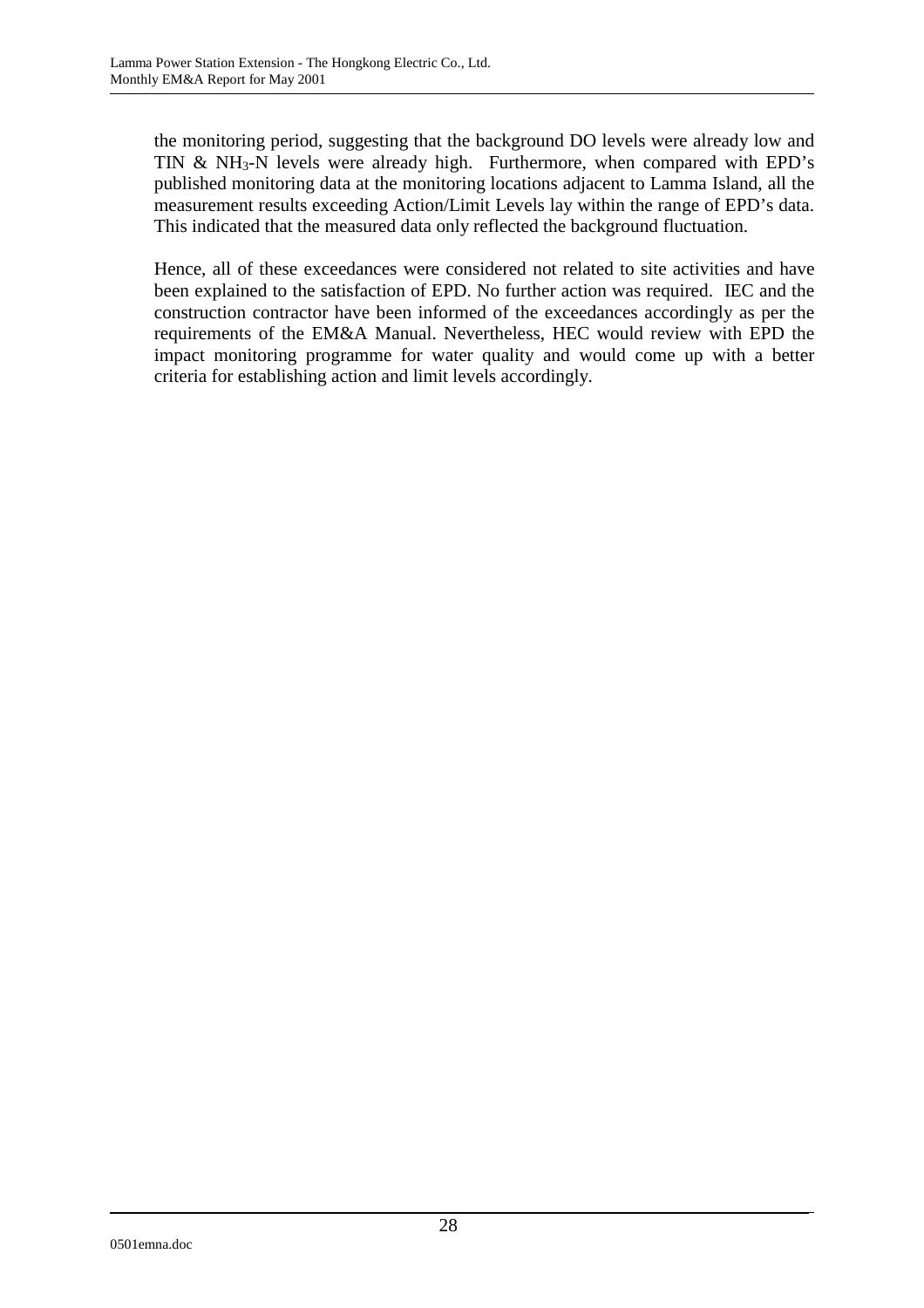the monitoring period, suggesting that the background DO levels were already low and TIN & $NH_3$-N levels were already high. Furthermore, when compared with EPD's published monitoring data at the monitoring locations adjacent to Lamma Island, all the measurement results exceeding Action/Limit Levels lay within the range of EPD's data. This indicated that the measured data only reflected the background fluctuation.

Hence, all of these exceedances were considered not related to site activities and have been explained to the satisfaction of EPD. No further action was required. IEC and the construction contractor have been informed of the exceedances accordingly as per the requirements of the EM&A Manual. Nevertheless, HEC would review with EPD the impact monitoring programme for water quality and would come up with a better criteria for establishing action and limit levels accordingly.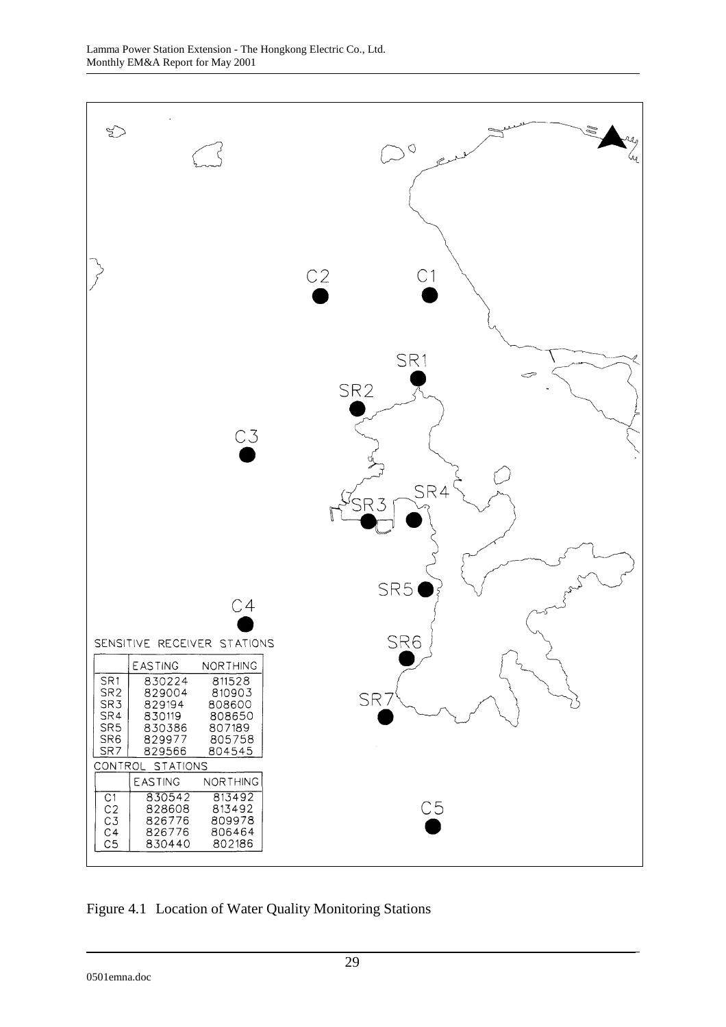SENSITIVE RECEIVER STATIONS

| | EASTING | NORTHING |
|---|---|---|
| SR1 | 830224 | 811528 |
| SR2 | 829004 | 810903 |
| SR3 | 829194 | 808600 |
| SR4 | 830119 | 808650 |
| SR5 | 830386 | 807189 |
| SR6 | 829977 | 805758 |
| SR7 | 829566 | 804545 |

CONTROL STATIONS

| | EASTING | NORTHING |
|---|---|---|
| C1 | 830542 | 813492 |
| C2 | 828608 | 813492 |
| C3 | 826776 | 809978 |
| C4 | 826776 | 806464 |
| C5 | 830440 | 802186 |

Figure 4.1 Location of Water Quality Monitoring Stations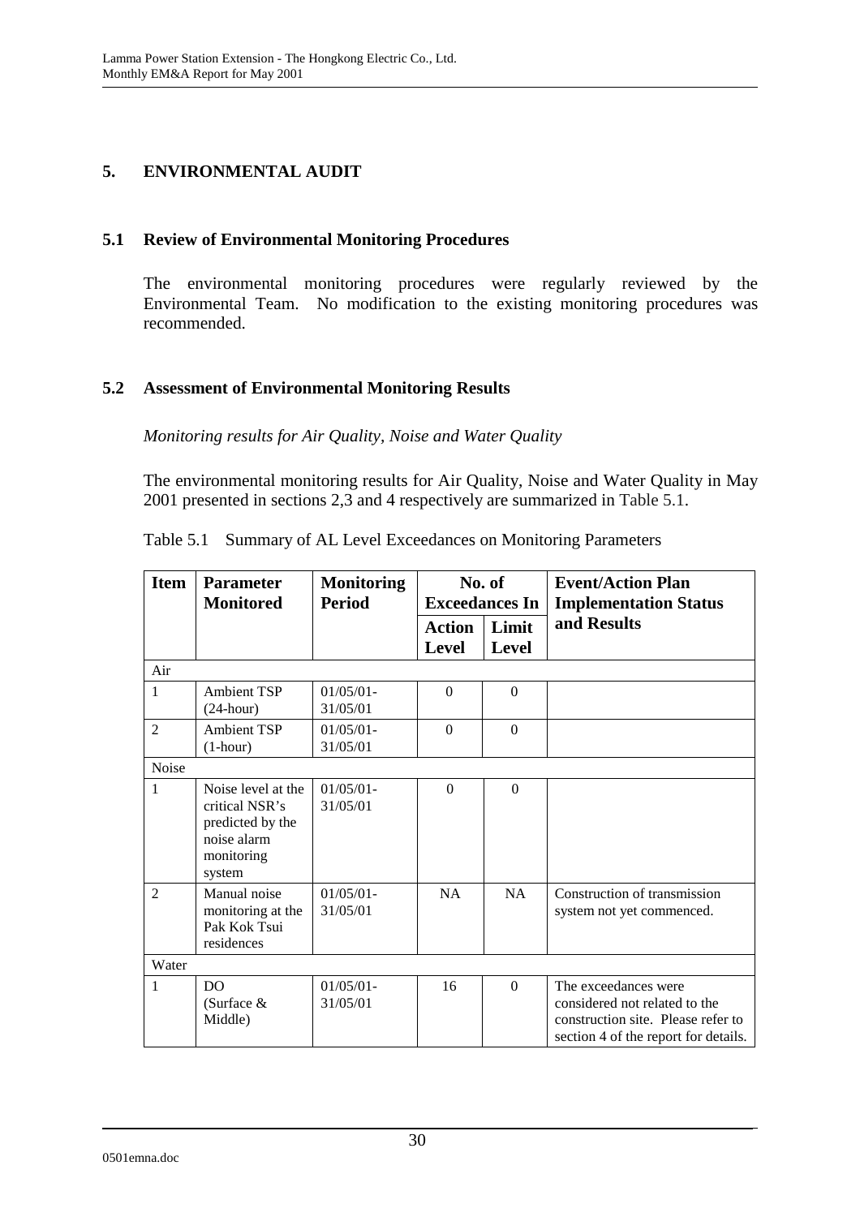# 5. ENVIRONMENTAL AUDIT

## 5.1 Review of Environmental Monitoring Procedures

The environmental monitoring procedures were regularly reviewed by the Environmental Team. No modification to the existing monitoring procedures was recommended.

## 5.2 Assessment of Environmental Monitoring Results

*Monitoring results for Air Quality, Noise and Water Quality*

The environmental monitoring results for Air Quality, Noise and Water Quality in May 2001 presented in sections 2,3 and 4 respectively are summarized in Table 5.1.

Table 5.1 Summary of AL Level Exceedances on Monitoring Parameters

| Item | Parameter Monitored | Monitoring Period | No. of Exceedances In | | Event/Action Plan Implementation Status and Results |
|---|---|---|---|---|---|
| | | | Action Level | Limit Level | |
| Air | | | | | |
| 1 | Ambient TSP (24-hour) | 01/05/01-31/05/01 | 0 | 0 | |
| 2 | Ambient TSP (1-hour) | 01/05/01-31/05/01 | 0 | 0 | |
| Noise | | | | | |
| 1 | Noise level at the critical NSR's predicted by the noise alarm monitoring system | 01/05/01-31/05/01 | 0 | 0 | |
| 2 | Manual noise monitoring at the Pak Kok Tsui residences | 01/05/01-31/05/01 | NA | NA | Construction of transmission system not yet commenced. |
| Water | | | | | |
| 1 | DO (Surface & Middle) | 01/05/01-31/05/01 | 16 | 0 | The exceedances were considered not related to the construction site. Please refer to section 4 of the report for details. |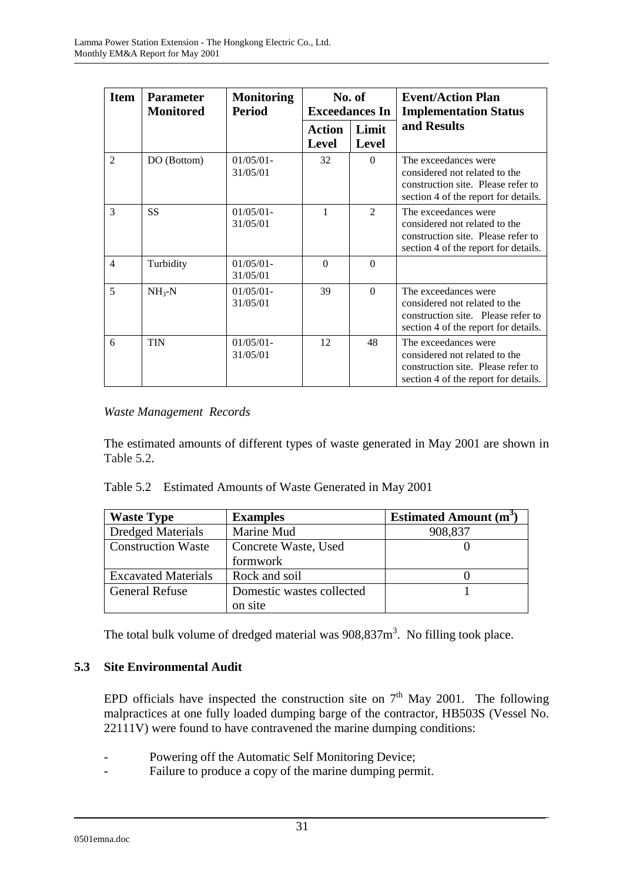| Item | Parameter Monitored | Monitoring Period | No. of Exceedances In | | Event/Action Plan Implementation Status and Results |
|---|---|---|---|---|---|
| | | | Action Level | Limit Level | |
| 2 | DO (Bottom) | 01/05/01-31/05/01 | 32 | 0 | The exceedances were considered not related to the construction site. Please refer to section 4 of the report for details. |
| 3 | SS | 01/05/01-31/05/01 | 1 | 2 | The exceedances were considered not related to the construction site. Please refer to section 4 of the report for details. |
| 4 | Turbidity | 01/05/01-31/05/01 | 0 | 0 | |
| 5 | $NH_3$-N | 01/05/01-31/05/01 | 39 | 0 | The exceedances were considered not related to the construction site. Please refer to section 4 of the report for details. |
| 6 | TIN | 01/05/01-31/05/01 | 12 | 48 | The exceedances were considered not related to the construction site. Please refer to section 4 of the report for details. |

*Waste Management Records*

The estimated amounts of different types of waste generated in May 2001 are shown in Table 5.2.

Table 5.2 Estimated Amounts of Waste Generated in May 2001

| Waste Type | Examples | Estimated Amount ($m^3$) |
|---|---|---|
| Dredged Materials | Marine Mud | 908,837 |
| Construction Waste | Concrete Waste, Used formwork | 0 |
| Excavated Materials | Rock and soil | 0 |
| General Refuse | Domestic wastes collected on site | 1 |

The total bulk volume of dredged material was 908,837$m^3$. No filling took place.

## 5.3 Site Environmental Audit

EPD officials have inspected the construction site on 7th May 2001. The following malpractices at one fully loaded dumping barge of the contractor, HB503S (Vessel No. 22111V) were found to have contravened the marine dumping conditions:

- Powering off the Automatic Self Monitoring Device;
- Failure to produce a copy of the marine dumping permit.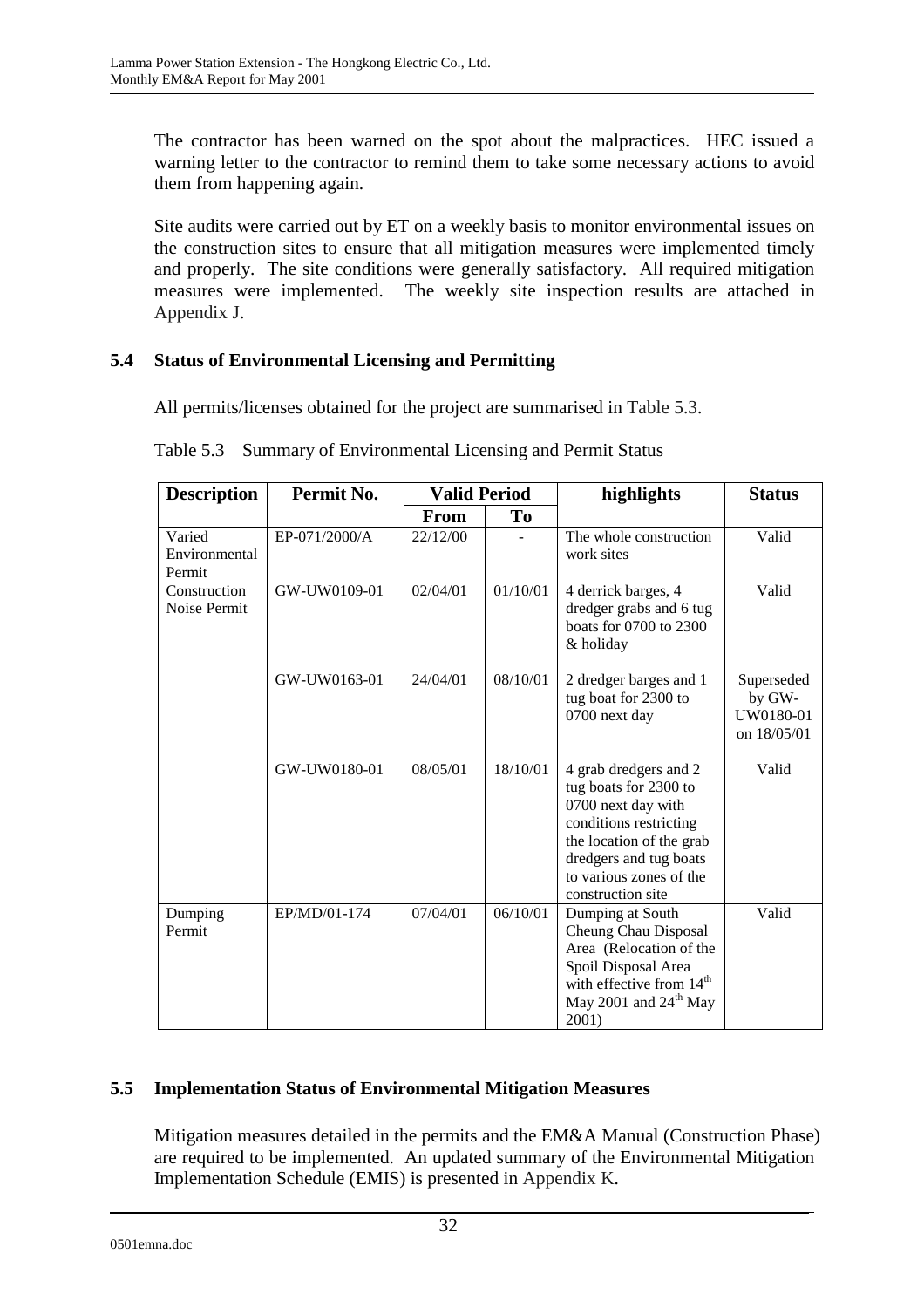The contractor has been warned on the spot about the malpractices. HEC issued a warning letter to the contractor to remind them to take some necessary actions to avoid them from happening again.

Site audits were carried out by ET on a weekly basis to monitor environmental issues on the construction sites to ensure that all mitigation measures were implemented timely and properly. The site conditions were generally satisfactory. All required mitigation measures were implemented. The weekly site inspection results are attached in Appendix J.

## 5.4 Status of Environmental Licensing and Permitting

All permits/licenses obtained for the project are summarised in Table 5.3.

Table 5.3 Summary of Environmental Licensing and Permit Status

| Description | Permit No. | Valid Period | | highlights | Status |
|---|---|---|---|---|---|
| | | From | To | | |
| Varied Environmental Permit | EP-071/2000/A | 22/12/00 | - | The whole construction work sites | Valid |
| Construction Noise Permit | GW-UW0109-01 | 02/04/01 | 01/10/01 | 4 derrick barges, 4 dredger grabs and 6 tug boats for 0700 to 2300 & holiday | Valid |
| | GW-UW0163-01 | 24/04/01 | 08/10/01 | 2 dredger barges and 1 tug boat for 2300 to 0700 next day | Superseded by GW-UW0180-01 on 18/05/01 |
| | GW-UW0180-01 | 08/05/01 | 18/10/01 | 4 grab dredgers and 2 tug boats for 2300 to 0700 next day with conditions restricting the location of the grab dredgers and tug boats to various zones of the construction site | Valid |
| Dumping Permit | EP/MD/01-174 | 07/04/01 | 06/10/01 | Dumping at South Cheung Chau Disposal Area (Relocation of the Spoil Disposal Area with effective from 14th May 2001 and 24th May 2001) | Valid |

## 5.5 Implementation Status of Environmental Mitigation Measures

Mitigation measures detailed in the permits and the EM&A Manual (Construction Phase) are required to be implemented. An updated summary of the Environmental Mitigation Implementation Schedule (EMIS) is presented in Appendix K.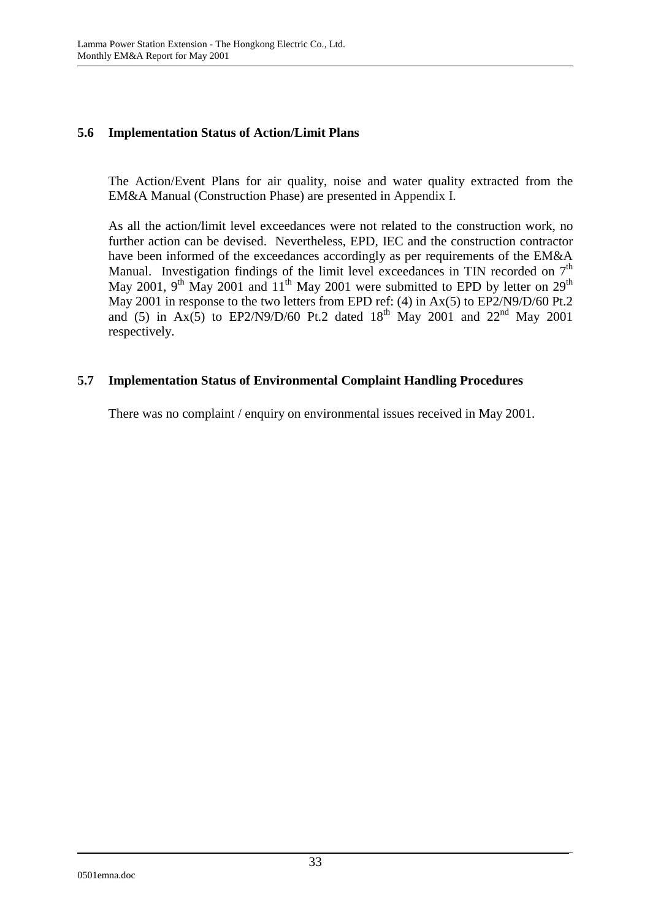### 5.6 Implementation Status of Action/Limit Plans

The Action/Event Plans for air quality, noise and water quality extracted from the EM&A Manual (Construction Phase) are presented in Appendix I.

As all the action/limit level exceedances were not related to the construction work, no further action can be devised. Nevertheless, EPD, IEC and the construction contractor have been informed of the exceedances accordingly as per requirements of the EM&A Manual. Investigation findings of the limit level exceedances in TIN recorded on 7th May 2001, 9th May 2001 and 11th May 2001 were submitted to EPD by letter on 29th May 2001 in response to the two letters from EPD ref: (4) in Ax(5) to EP2/N9/D/60 Pt.2 and (5) in Ax(5) to EP2/N9/D/60 Pt.2 dated 18th May 2001 and 22nd May 2001 respectively.

### 5.7 Implementation Status of Environmental Complaint Handling Procedures

There was no complaint / enquiry on environmental issues received in May 2001.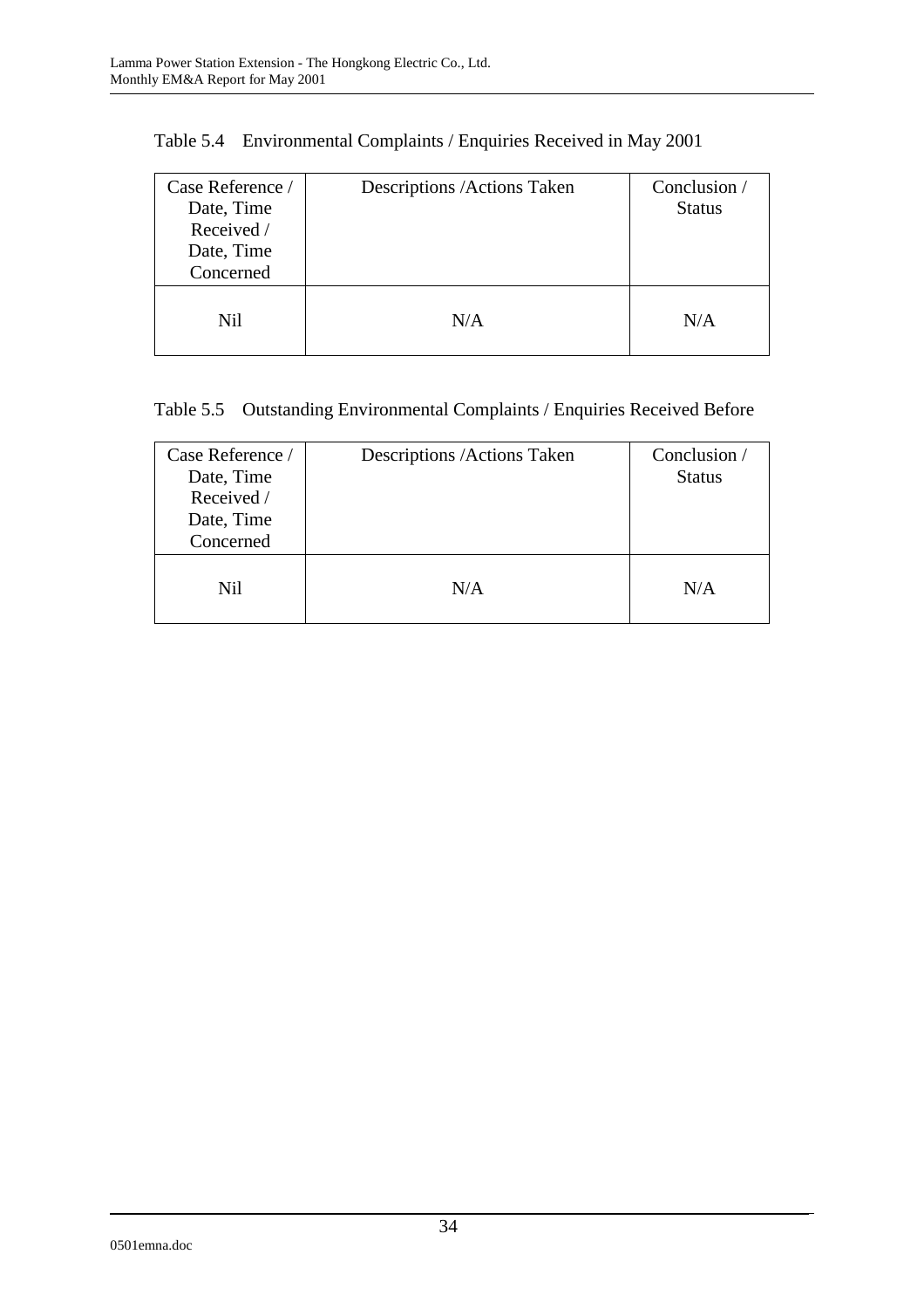Table 5.4 Environmental Complaints / Enquiries Received in May 2001

| Case Reference / Date, Time Received / Date, Time Concerned | Descriptions /Actions Taken | Conclusion / Status |
|---|---|---|
| Nil | N/A | N/A |

Table 5.5 Outstanding Environmental Complaints / Enquiries Received Before

| Case Reference / Date, Time Received / Date, Time Concerned | Descriptions /Actions Taken | Conclusion / Status |
|---|---|---|
| Nil | N/A | N/A |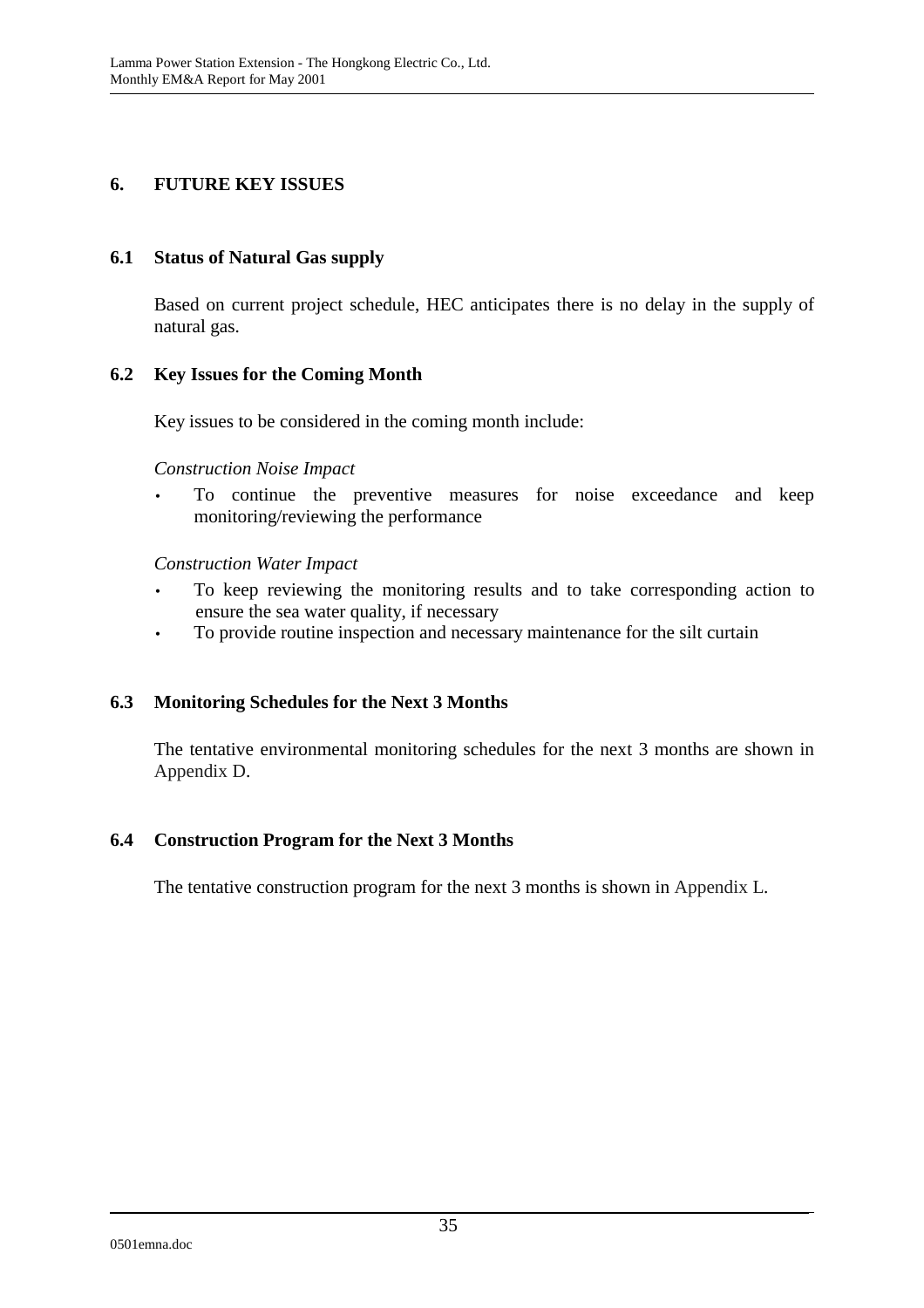# 6. FUTURE KEY ISSUES

## 6.1 Status of Natural Gas supply

Based on current project schedule, HEC anticipates there is no delay in the supply of natural gas.

## 6.2 Key Issues for the Coming Month

Key issues to be considered in the coming month include:

*Construction Noise Impact*

- To continue the preventive measures for noise exceedance and keep monitoring/reviewing the performance

*Construction Water Impact*

- To keep reviewing the monitoring results and to take corresponding action to ensure the sea water quality, if necessary
- To provide routine inspection and necessary maintenance for the silt curtain

## 6.3 Monitoring Schedules for the Next 3 Months

The tentative environmental monitoring schedules for the next 3 months are shown in Appendix D.

## 6.4 Construction Program for the Next 3 Months

The tentative construction program for the next 3 months is shown in Appendix L.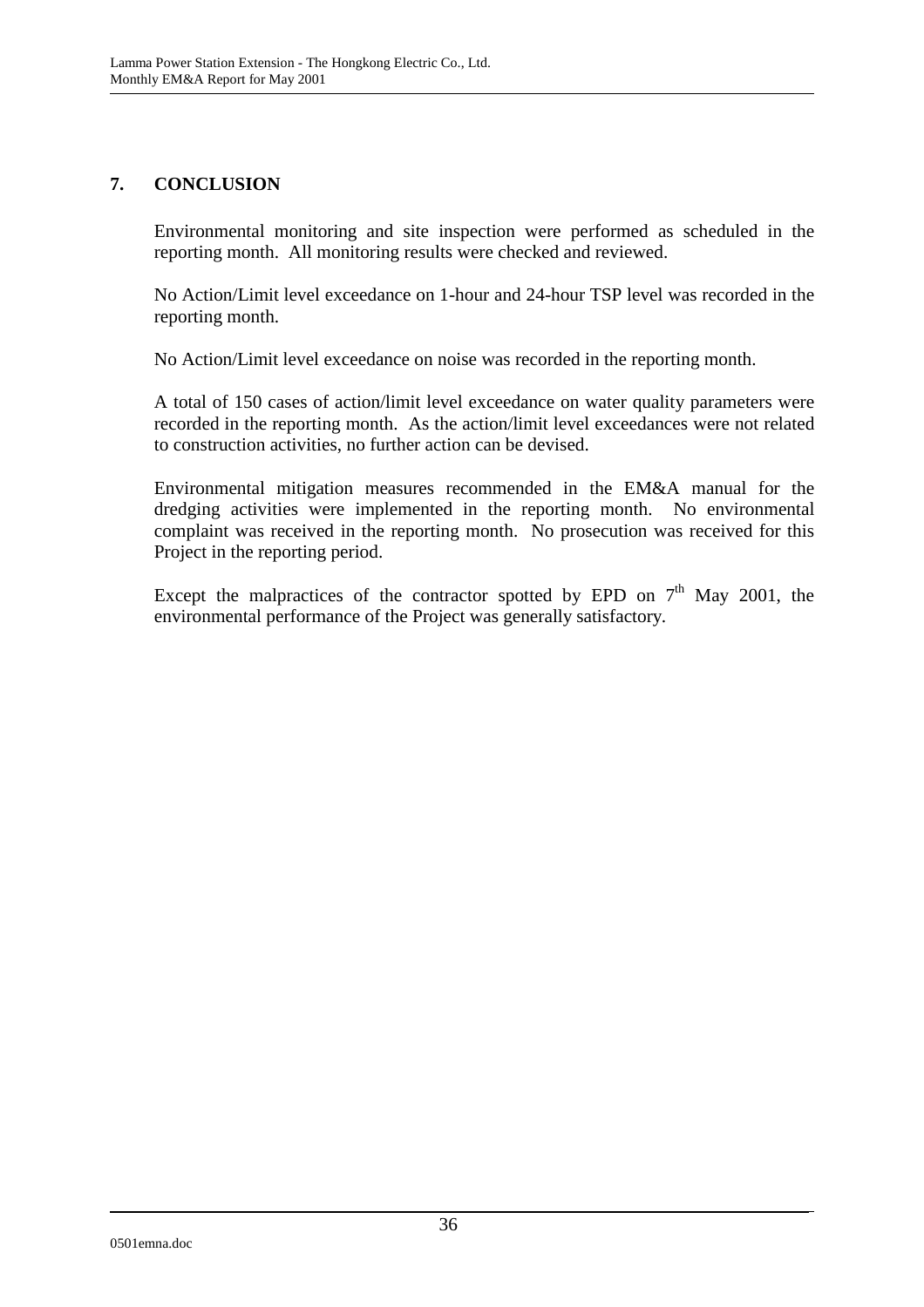# 7. CONCLUSION

Environmental monitoring and site inspection were performed as scheduled in the reporting month. All monitoring results were checked and reviewed.

No Action/Limit level exceedance on 1-hour and 24-hour TSP level was recorded in the reporting month.

No Action/Limit level exceedance on noise was recorded in the reporting month.

A total of 150 cases of action/limit level exceedance on water quality parameters were recorded in the reporting month. As the action/limit level exceedances were not related to construction activities, no further action can be devised.

Environmental mitigation measures recommended in the EM&A manual for the dredging activities were implemented in the reporting month. No environmental complaint was received in the reporting month. No prosecution was received for this Project in the reporting period.

Except the malpractices of the contractor spotted by EPD on 7th May 2001, the environmental performance of the Project was generally satisfactory.